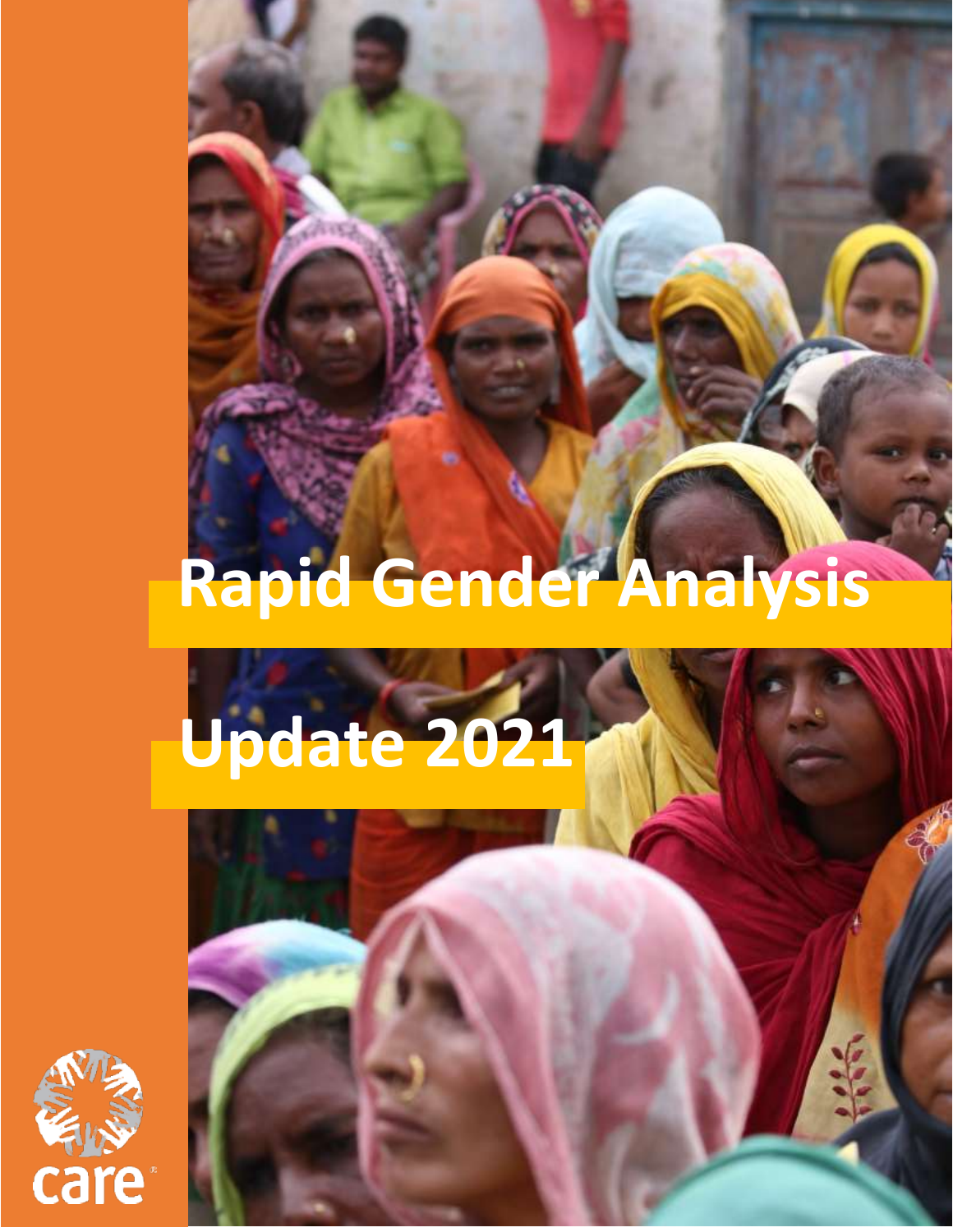# Rapid Gender Analysis

# Update 2021

care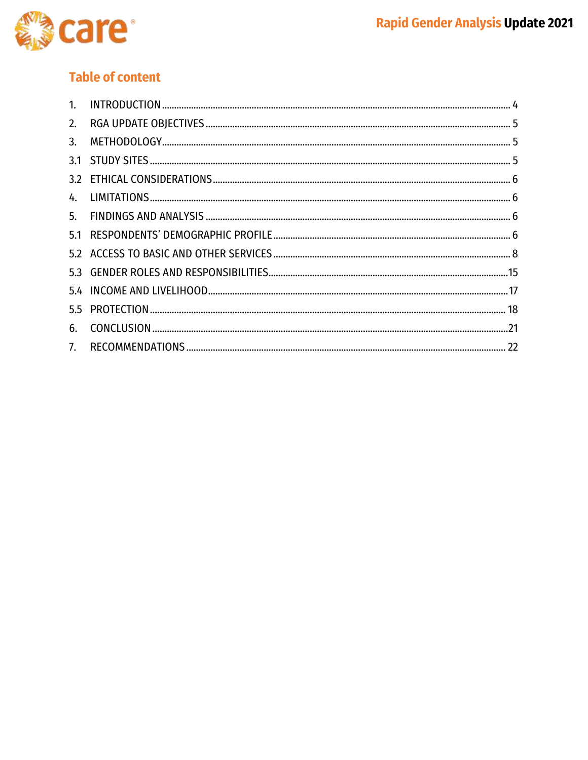## Table of content

1. INTRODUCTION ........ 4
2. RGA UPDATE OBJECTIVES ........ 5
3. METHODOLOGY ........ 5
3.1 STUDY SITES ........ 5
3.2 ETHICAL CONSIDERATIONS ........ 6
4. LIMITATIONS ........ 6
5. FINDINGS AND ANALYSIS ........ 6
5.1 RESPONDENTS' DEMOGRAPHIC PROFILE ........ 6
5.2 ACCESS TO BASIC AND OTHER SERVICES ........ 8
5.3 GENDER ROLES AND RESPONSIBILITIES ........ 15
5.4 INCOME AND LIVELIHOOD ........ 17
5.5 PROTECTION ........ 18
6. CONCLUSION ........ 21
7. RECOMMENDATIONS ........ 22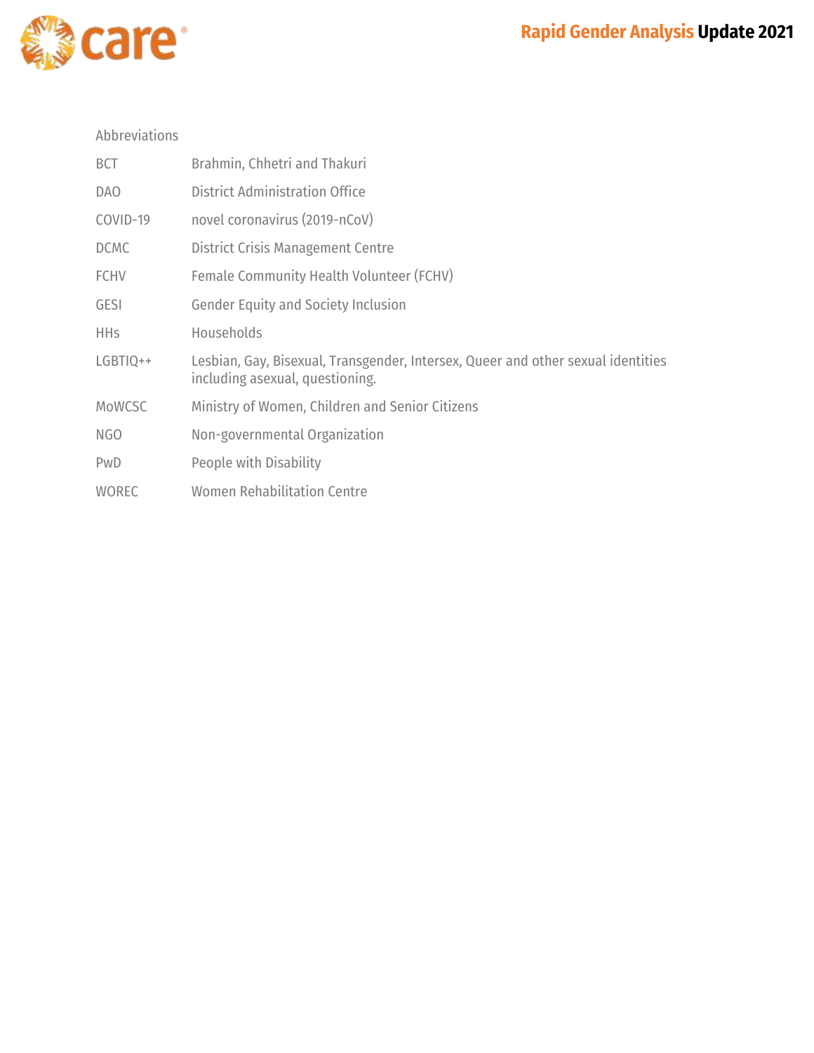## Abbreviations

| | |
|---|---|
| BCT | Brahmin, Chhetri and Thakuri |
| DAO | District Administration Office |
| COVID-19 | novel coronavirus (2019-nCoV) |
| DCMC | District Crisis Management Centre |
| FCHV | Female Community Health Volunteer (FCHV) |
| GESI | Gender Equity and Society Inclusion |
| HHs | Households |
| LGBTIQ++ | Lesbian, Gay, Bisexual, Transgender, Intersex, Queer and other sexual identities including asexual, questioning. |
| MoWCSC | Ministry of Women, Children and Senior Citizens |
| NGO | Non-governmental Organization |
| PwD | People with Disability |
| WOREC | Women Rehabilitation Centre |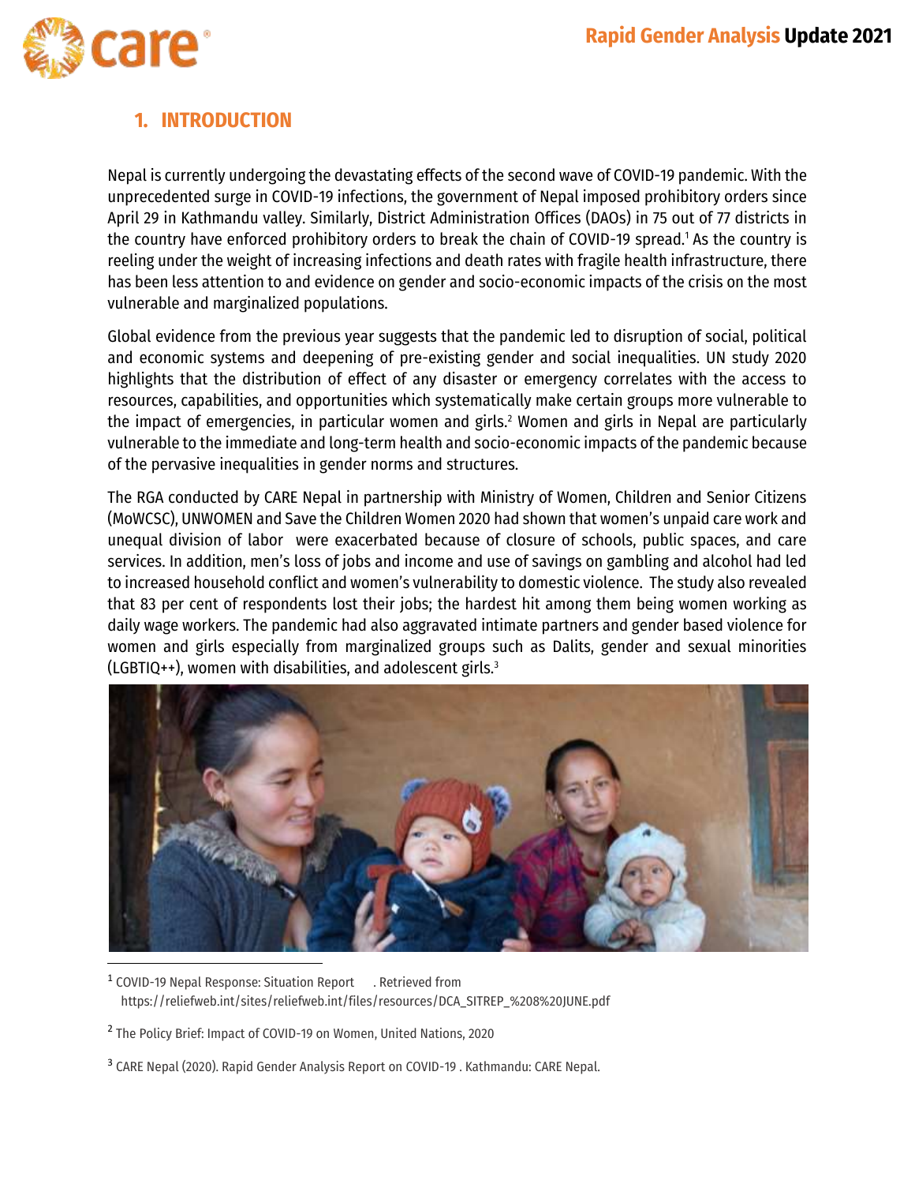## 1. INTRODUCTION

Nepal is currently undergoing the devastating effects of the second wave of COVID-19 pandemic. With the unprecedented surge in COVID-19 infections, the government of Nepal imposed prohibitory orders since April 29 in Kathmandu valley. Similarly, District Administration Offices (DAOs) in 75 out of 77 districts in the country have enforced prohibitory orders to break the chain of COVID-19 spread.[1] As the country is reeling under the weight of increasing infections and death rates with fragile health infrastructure, there has been less attention to and evidence on gender and socio-economic impacts of the crisis on the most vulnerable and marginalized populations.

Global evidence from the previous year suggests that the pandemic led to disruption of social, political and economic systems and deepening of pre-existing gender and social inequalities. UN study 2020 highlights that the distribution of effect of any disaster or emergency correlates with the access to resources, capabilities, and opportunities which systematically make certain groups more vulnerable to the impact of emergencies, in particular women and girls.[2] Women and girls in Nepal are particularly vulnerable to the immediate and long-term health and socio-economic impacts of the pandemic because of the pervasive inequalities in gender norms and structures.

The RGA conducted by CARE Nepal in partnership with Ministry of Women, Children and Senior Citizens (MoWCSC), UNWOMEN and Save the Children Women 2020 had shown that women's unpaid care work and unequal division of labor were exacerbated because of closure of schools, public spaces, and care services. In addition, men's loss of jobs and income and use of savings on gambling and alcohol had led to increased household conflict and women's vulnerability to domestic violence. The study also revealed that 83 per cent of respondents lost their jobs; the hardest hit among them being women working as daily wage workers. The pandemic had also aggravated intimate partners and gender based violence for women and girls especially from marginalized groups such as Dalits, gender and sexual minorities (LGBTIQ++), women with disabilities, and adolescent girls.[3]

---

[1] COVID-19 Nepal Response: Situation Report . Retrieved from https://reliefweb.int/sites/reliefweb.int/files/resources/DCA_SITREP_%208%20JUNE.pdf

[2] The Policy Brief: Impact of COVID-19 on Women, United Nations, 2020

[3] CARE Nepal (2020). Rapid Gender Analysis Report on COVID-19 . Kathmandu: CARE Nepal.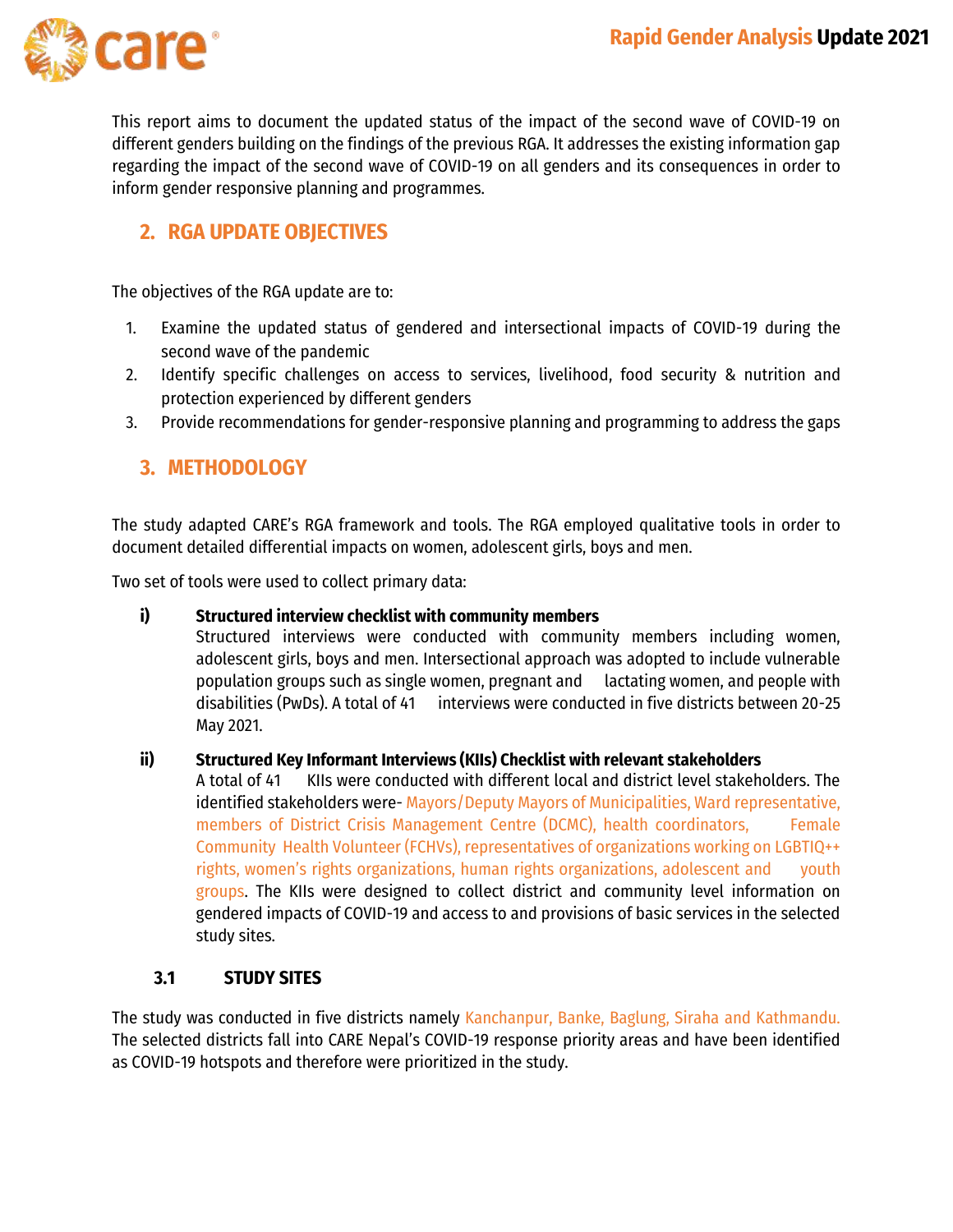This report aims to document the updated status of the impact of the second wave of COVID-19 on different genders building on the findings of the previous RGA. It addresses the existing information gap regarding the impact of the second wave of COVID-19 on all genders and its consequences in order to inform gender responsive planning and programmes.

## 2. RGA UPDATE OBJECTIVES

The objectives of the RGA update are to:

1. Examine the updated status of gendered and intersectional impacts of COVID-19 during the second wave of the pandemic
2. Identify specific challenges on access to services, livelihood, food security & nutrition and protection experienced by different genders
3. Provide recommendations for gender-responsive planning and programming to address the gaps

## 3. METHODOLOGY

The study adapted CARE's RGA framework and tools. The RGA employed qualitative tools in order to document detailed differential impacts on women, adolescent girls, boys and men.

Two set of tools were used to collect primary data:

**i) Structured interview checklist with community members**

Structured interviews were conducted with community members including women, adolescent girls, boys and men. Intersectional approach was adopted to include vulnerable population groups such as single women, pregnant and lactating women, and people with disabilities (PwDs). A total of 41 interviews were conducted in five districts between 20-25 May 2021.

**ii) Structured Key Informant Interviews (KIIs) Checklist with relevant stakeholders**

A total of 41 KIIs were conducted with different local and district level stakeholders. The identified stakeholders were- Mayors/Deputy Mayors of Municipalities, Ward representative, members of District Crisis Management Centre (DCMC), health coordinators, Female Community Health Volunteer (FCHVs), representatives of organizations working on LGBTIQ++ rights, women's rights organizations, human rights organizations, adolescent and youth groups. The KIIs were designed to collect district and community level information on gendered impacts of COVID-19 and access to and provisions of basic services in the selected study sites.

### 3.1 STUDY SITES

The study was conducted in five districts namely Kanchanpur, Banke, Baglung, Siraha and Kathmandu. The selected districts fall into CARE Nepal's COVID-19 response priority areas and have been identified as COVID-19 hotspots and therefore were prioritized in the study.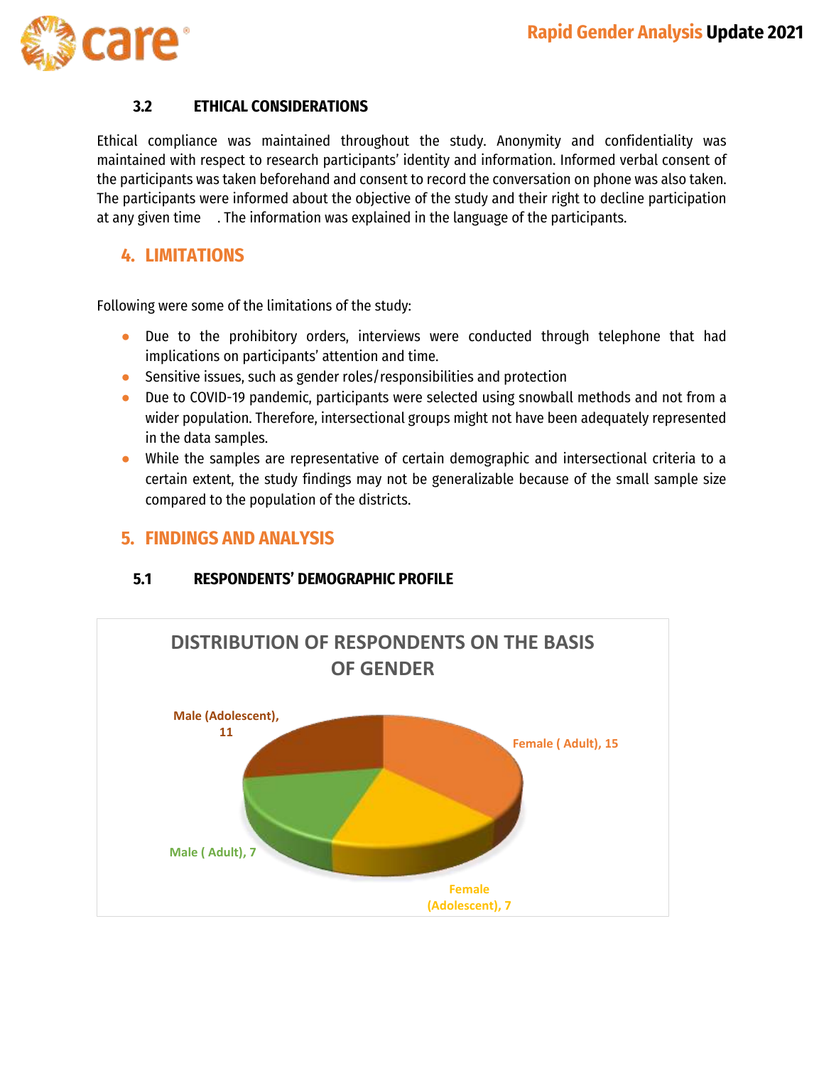### 3.2 ETHICAL CONSIDERATIONS

Ethical compliance was maintained throughout the study. Anonymity and confidentiality was maintained with respect to research participants' identity and information. Informed verbal consent of the participants was taken beforehand and consent to record the conversation on phone was also taken. The participants were informed about the objective of the study and their right to decline participation at any given time . The information was explained in the language of the participants.

## 4. LIMITATIONS

Following were some of the limitations of the study:

- Due to the prohibitory orders, interviews were conducted through telephone that had implications on participants' attention and time.
- Sensitive issues, such as gender roles/responsibilities and protection
- Due to COVID-19 pandemic, participants were selected using snowball methods and not from a wider population. Therefore, intersectional groups might not have been adequately represented in the data samples.
- While the samples are representative of certain demographic and intersectional criteria to a certain extent, the study findings may not be generalizable because of the small sample size compared to the population of the districts.

## 5. FINDINGS AND ANALYSIS

### 5.1 RESPONDENTS' DEMOGRAPHIC PROFILE

**DISTRIBUTION OF RESPONDENTS ON THE BASIS OF GENDER**

| Category | Number |
| --- | --- |
| Female ( Adult) | 15 |
| Female (Adolescent) | 7 |
| Male ( Adult) | 7 |
| Male (Adolescent) | 11 |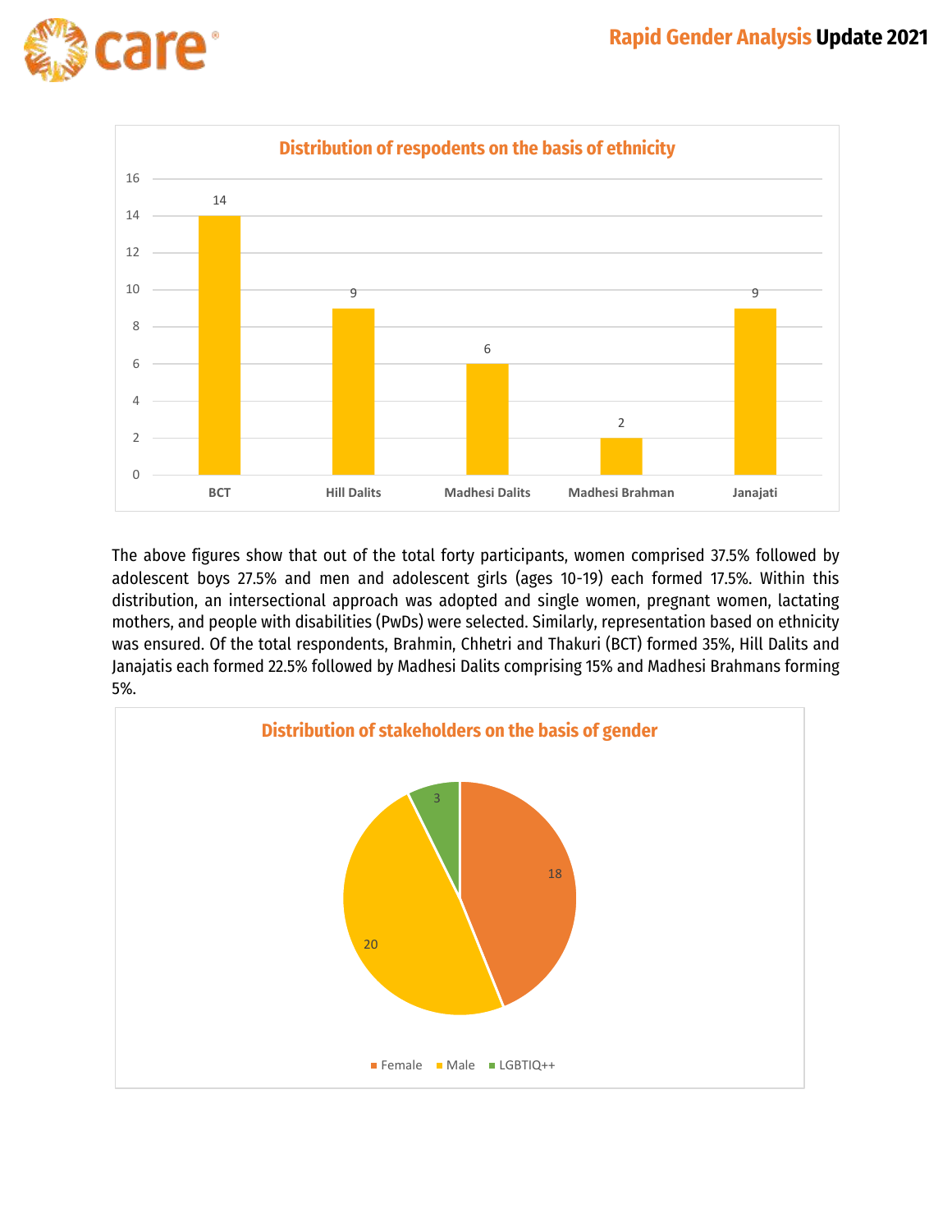**Distribution of respodents on the basis of ethnicity**

| Ethnicity | Respondents |
|---|---|
| BCT | 14 |
| Hill Dalits | 9 |
| Madhesi Dalits | 6 |
| Madhesi Brahman | 2 |
| Janajati | 9 |

The above figures show that out of the total forty participants, women comprised 37.5% followed by adolescent boys 27.5% and men and adolescent girls (ages 10-19) each formed 17.5%. Within this distribution, an intersectional approach was adopted and single women, pregnant women, lactating mothers, and people with disabilities (PwDs) were selected. Similarly, representation based on ethnicity was ensured. Of the total respondents, Brahmin, Chhetri and Thakuri (BCT) formed 35%, Hill Dalits and Janajatis each formed 22.5% followed by Madhesi Dalits comprising 15% and Madhesi Brahmans forming 5%.

**Distribution of stakeholders on the basis of gender**

| Gender | Stakeholders |
|---|---|
| Female | 18 |
| Male | 20 |
| LGBTIQ++ | 3 |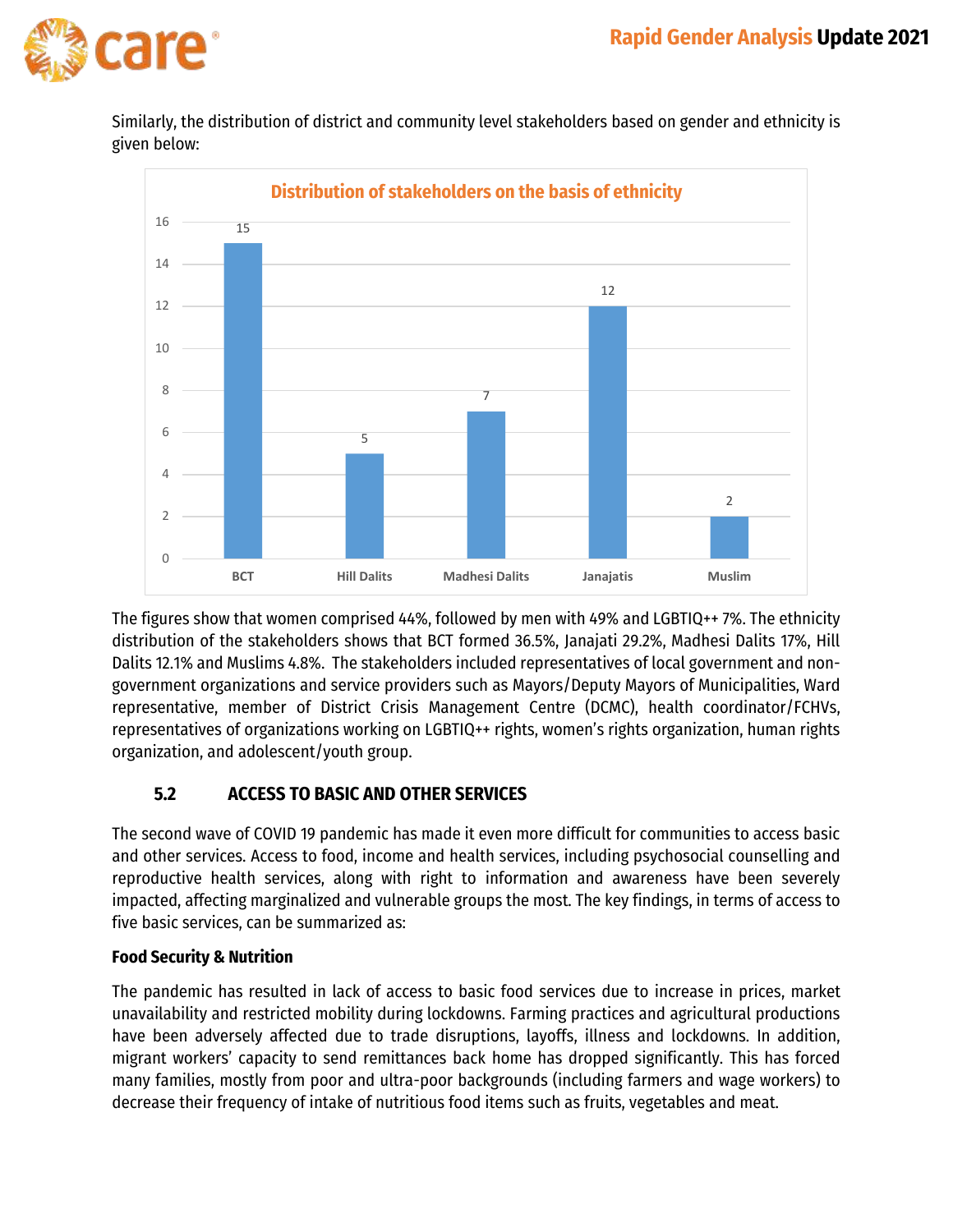Similarly, the distribution of district and community level stakeholders based on gender and ethnicity is given below:

**Distribution of stakeholders on the basis of ethnicity**

| Ethnicity | Number |
|---|---|
| BCT | 15 |
| Hill Dalits | 5 |
| Madhesi Dalits | 7 |
| Janajatis | 12 |
| Muslim | 2 |

The figures show that women comprised 44%, followed by men with 49% and LGBTIQ++ 7%. The ethnicity distribution of the stakeholders shows that BCT formed 36.5%, Janajati 29.2%, Madhesi Dalits 17%, Hill Dalits 12.1% and Muslims 4.8%. The stakeholders included representatives of local government and non-government organizations and service providers such as Mayors/Deputy Mayors of Municipalities, Ward representative, member of District Crisis Management Centre (DCMC), health coordinator/FCHVs, representatives of organizations working on LGBTIQ++ rights, women's rights organization, human rights organization, and adolescent/youth group.

## 5.2 ACCESS TO BASIC AND OTHER SERVICES

The second wave of COVID 19 pandemic has made it even more difficult for communities to access basic and other services. Access to food, income and health services, including psychosocial counselling and reproductive health services, along with right to information and awareness have been severely impacted, affecting marginalized and vulnerable groups the most. The key findings, in terms of access to five basic services, can be summarized as:

### Food Security & Nutrition

The pandemic has resulted in lack of access to basic food services due to increase in prices, market unavailability and restricted mobility during lockdowns. Farming practices and agricultural productions have been adversely affected due to trade disruptions, layoffs, illness and lockdowns. In addition, migrant workers' capacity to send remittances back home has dropped significantly. This has forced many families, mostly from poor and ultra-poor backgrounds (including farmers and wage workers) to decrease their frequency of intake of nutritious food items such as fruits, vegetables and meat.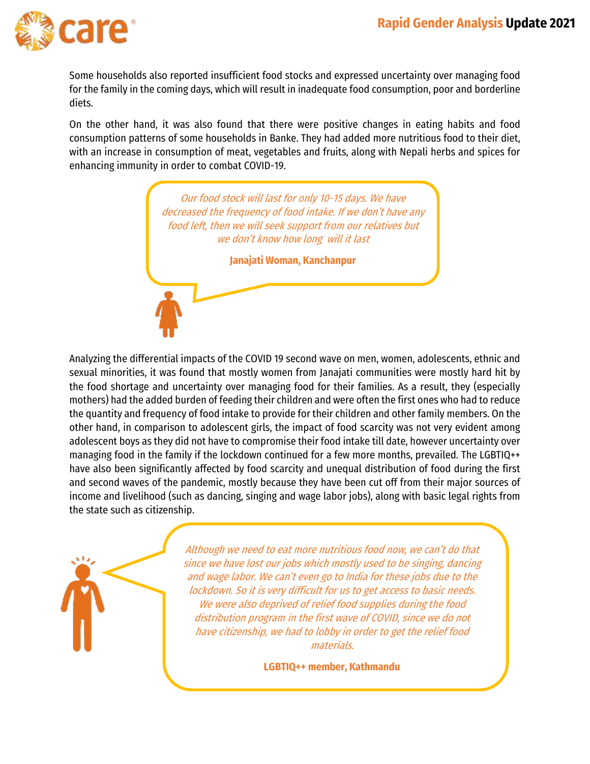Some households also reported insufficient food stocks and expressed uncertainty over managing food for the family in the coming days, which will result in inadequate food consumption, poor and borderline diets.

On the other hand, it was also found that there were positive changes in eating habits and food consumption patterns of some households in Banke. They had added more nutritious food to their diet, with an increase in consumption of meat, vegetables and fruits, along with Nepali herbs and spices for enhancing immunity in order to combat COVID-19.

> *Our food stock will last for only 10-15 days. We have decreased the frequency of food intake. If we don't have any food left, then we will seek support from our relatives but we don't know how long will it last*
>
> **Janajati Woman, Kanchanpur**

Analyzing the differential impacts of the COVID 19 second wave on men, women, adolescents, ethnic and sexual minorities, it was found that mostly women from Janajati communities were mostly hard hit by the food shortage and uncertainty over managing food for their families. As a result, they (especially mothers) had the added burden of feeding their children and were often the first ones who had to reduce the quantity and frequency of food intake to provide for their children and other family members. On the other hand, in comparison to adolescent girls, the impact of food scarcity was not very evident among adolescent boys as they did not have to compromise their food intake till date, however uncertainty over managing food in the family if the lockdown continued for a few more months, prevailed. The LGBTIQ++ have also been significantly affected by food scarcity and unequal distribution of food during the first and second waves of the pandemic, mostly because they have been cut off from their major sources of income and livelihood (such as dancing, singing and wage labor jobs), along with basic legal rights from the state such as citizenship.

> *Although we need to eat more nutritious food now, we can't do that since we have lost our jobs which mostly used to be singing, dancing and wage labor. We can't even go to India for these jobs due to the lockdown. So it is very difficult for us to get access to basic needs. We were also deprived of relief food supplies during the food distribution program in the first wave of COVID, since we do not have citizenship, we had to lobby in order to get the relief food materials.*
>
> **LGBTIQ++ member, Kathmandu**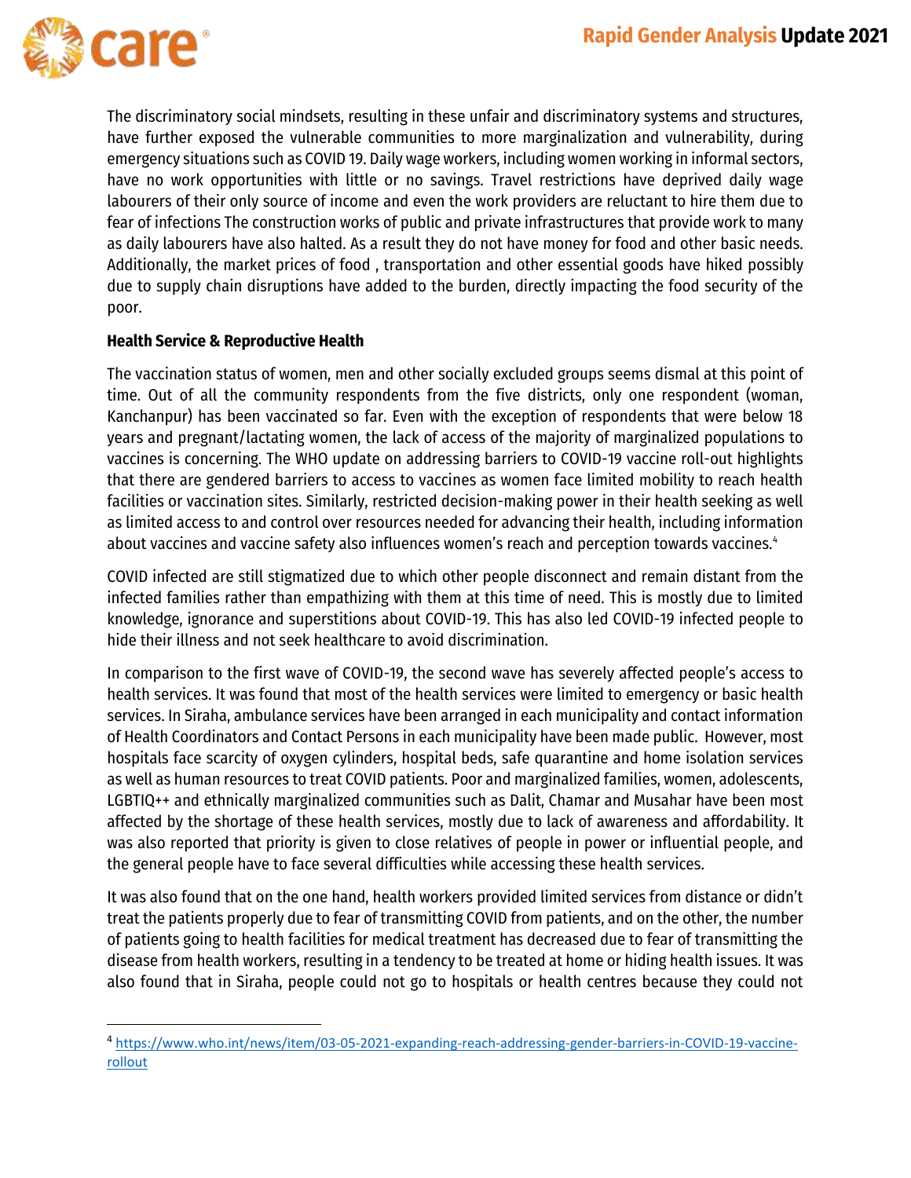The discriminatory social mindsets, resulting in these unfair and discriminatory systems and structures, have further exposed the vulnerable communities to more marginalization and vulnerability, during emergency situations such as COVID 19. Daily wage workers, including women working in informal sectors, have no work opportunities with little or no savings. Travel restrictions have deprived daily wage labourers of their only source of income and even the work providers are reluctant to hire them due to fear of infections The construction works of public and private infrastructures that provide work to many as daily labourers have also halted. As a result they do not have money for food and other basic needs. Additionally, the market prices of food , transportation and other essential goods have hiked possibly due to supply chain disruptions have added to the burden, directly impacting the food security of the poor.

**Health Service & Reproductive Health**

The vaccination status of women, men and other socially excluded groups seems dismal at this point of time. Out of all the community respondents from the five districts, only one respondent (woman, Kanchanpur) has been vaccinated so far. Even with the exception of respondents that were below 18 years and pregnant/lactating women, the lack of access of the majority of marginalized populations to vaccines is concerning. The WHO update on addressing barriers to COVID-19 vaccine roll-out highlights that there are gendered barriers to access to vaccines as women face limited mobility to reach health facilities or vaccination sites. Similarly, restricted decision-making power in their health seeking as well as limited access to and control over resources needed for advancing their health, including information about vaccines and vaccine safety also influences women's reach and perception towards vaccines.[4]

COVID infected are still stigmatized due to which other people disconnect and remain distant from the infected families rather than empathizing with them at this time of need. This is mostly due to limited knowledge, ignorance and superstitions about COVID-19. This has also led COVID-19 infected people to hide their illness and not seek healthcare to avoid discrimination.

In comparison to the first wave of COVID-19, the second wave has severely affected people's access to health services. It was found that most of the health services were limited to emergency or basic health services. In Siraha, ambulance services have been arranged in each municipality and contact information of Health Coordinators and Contact Persons in each municipality have been made public. However, most hospitals face scarcity of oxygen cylinders, hospital beds, safe quarantine and home isolation services as well as human resources to treat COVID patients. Poor and marginalized families, women, adolescents, LGBTIQ++ and ethnically marginalized communities such as Dalit, Chamar and Musahar have been most affected by the shortage of these health services, mostly due to lack of awareness and affordability. It was also reported that priority is given to close relatives of people in power or influential people, and the general people have to face several difficulties while accessing these health services.

It was also found that on the one hand, health workers provided limited services from distance or didn't treat the patients properly due to fear of transmitting COVID from patients, and on the other, the number of patients going to health facilities for medical treatment has decreased due to fear of transmitting the disease from health workers, resulting in a tendency to be treated at home or hiding health issues. It was also found that in Siraha, people could not go to hospitals or health centres because they could not

[4] https://www.who.int/news/item/03-05-2021-expanding-reach-addressing-gender-barriers-in-COVID-19-vaccine-rollout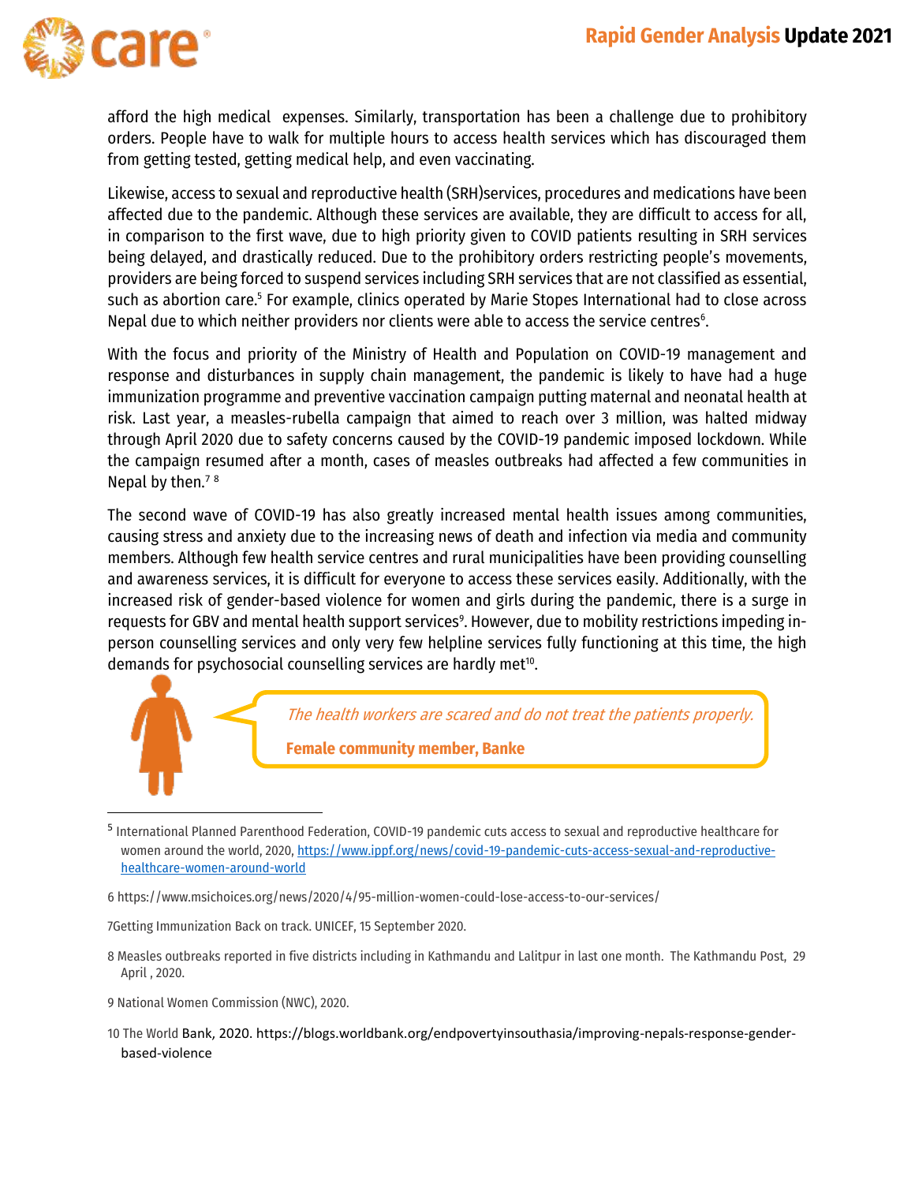afford the high medical expenses. Similarly, transportation has been a challenge due to prohibitory orders. People have to walk for multiple hours to access health services which has discouraged them from getting tested, getting medical help, and even vaccinating.

Likewise, access to sexual and reproductive health (SRH)services, procedures and medications have been affected due to the pandemic. Although these services are available, they are difficult to access for all, in comparison to the first wave, due to high priority given to COVID patients resulting in SRH services being delayed, and drastically reduced. Due to the prohibitory orders restricting people's movements, providers are being forced to suspend services including SRH services that are not classified as essential, such as abortion care.[5] For example, clinics operated by Marie Stopes International had to close across Nepal due to which neither providers nor clients were able to access the service centres[6].

With the focus and priority of the Ministry of Health and Population on COVID-19 management and response and disturbances in supply chain management, the pandemic is likely to have had a huge immunization programme and preventive vaccination campaign putting maternal and neonatal health at risk. Last year, a measles-rubella campaign that aimed to reach over 3 million, was halted midway through April 2020 due to safety concerns caused by the COVID-19 pandemic imposed lockdown. While the campaign resumed after a month, cases of measles outbreaks had affected a few communities in Nepal by then.[7] [8]

The second wave of COVID-19 has also greatly increased mental health issues among communities, causing stress and anxiety due to the increasing news of death and infection via media and community members. Although few health service centres and rural municipalities have been providing counselling and awareness services, it is difficult for everyone to access these services easily. Additionally, with the increased risk of gender-based violence for women and girls during the pandemic, there is a surge in requests for GBV and mental health support services[9]. However, due to mobility restrictions impeding in-person counselling services and only very few helpline services fully functioning at this time, the high demands for psychosocial counselling services are hardly met[10].

> *The health workers are scared and do not treat the patients properly.*
>
> **Female community member, Banke**

---

[5] International Planned Parenthood Federation, COVID-19 pandemic cuts access to sexual and reproductive healthcare for women around the world, 2020, https://www.ippf.org/news/covid-19-pandemic-cuts-access-sexual-and-reproductive-healthcare-women-around-world

6 https://www.msichoices.org/news/2020/4/95-million-women-could-lose-access-to-our-services/

7Getting Immunization Back on track. UNICEF, 15 September 2020.

8 Measles outbreaks reported in five districts including in Kathmandu and Lalitpur in last one month. The Kathmandu Post, 29 April , 2020.

9 National Women Commission (NWC), 2020.

10 The World Bank, 2020. https://blogs.worldbank.org/endpovertyinsouthasia/improving-nepals-response-gender-based-violence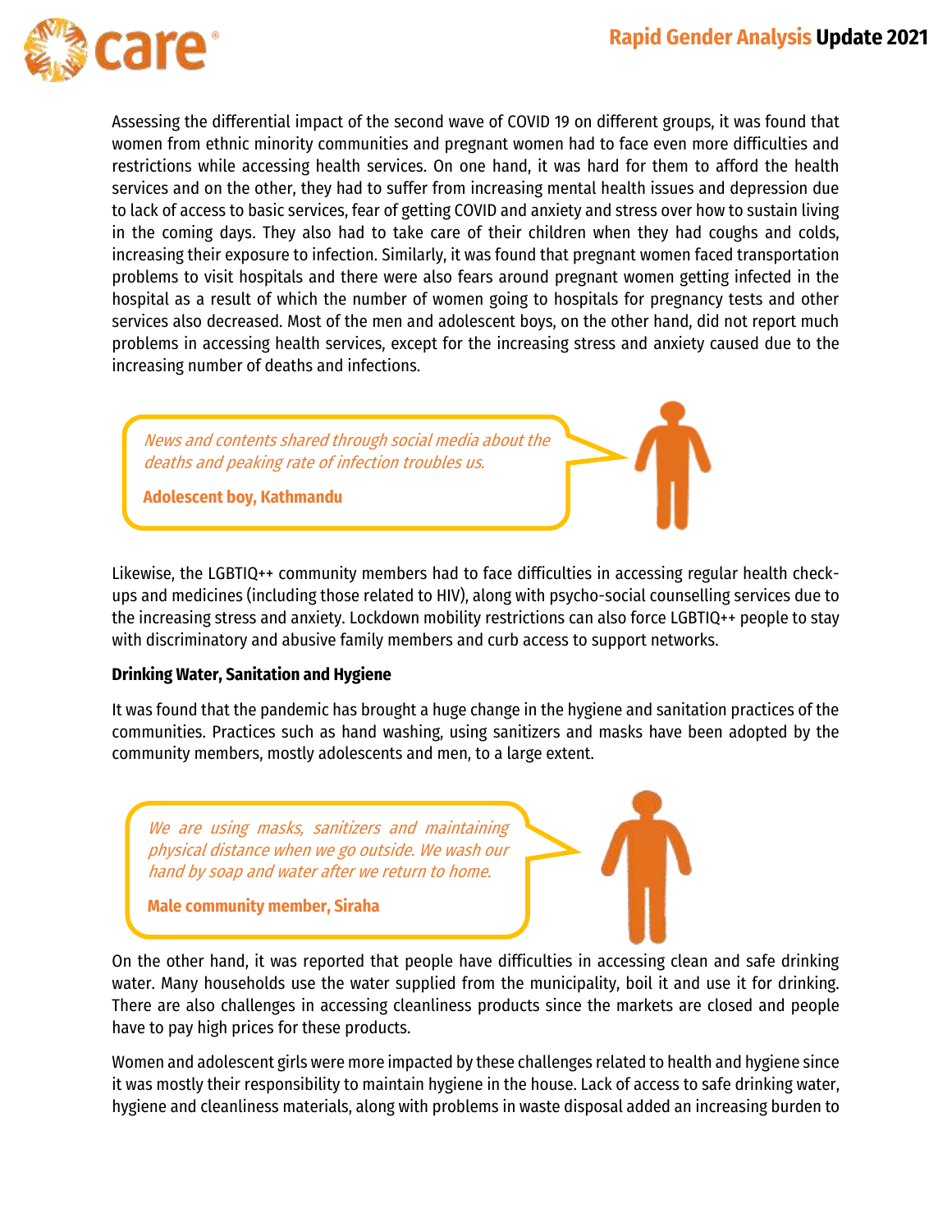Assessing the differential impact of the second wave of COVID 19 on different groups, it was found that women from ethnic minority communities and pregnant women had to face even more difficulties and restrictions while accessing health services. On one hand, it was hard for them to afford the health services and on the other, they had to suffer from increasing mental health issues and depression due to lack of access to basic services, fear of getting COVID and anxiety and stress over how to sustain living in the coming days. They also had to take care of their children when they had coughs and colds, increasing their exposure to infection. Similarly, it was found that pregnant women faced transportation problems to visit hospitals and there were also fears around pregnant women getting infected in the hospital as a result of which the number of women going to hospitals for pregnancy tests and other services also decreased. Most of the men and adolescent boys, on the other hand, did not report much problems in accessing health services, except for the increasing stress and anxiety caused due to the increasing number of deaths and infections.

> *News and contents shared through social media about the deaths and peaking rate of infection troubles us.*
>
> **Adolescent boy, Kathmandu**

Likewise, the LGBTIQ++ community members had to face difficulties in accessing regular health check-ups and medicines (including those related to HIV), along with psycho-social counselling services due to the increasing stress and anxiety. Lockdown mobility restrictions can also force LGBTIQ++ people to stay with discriminatory and abusive family members and curb access to support networks.

**Drinking Water, Sanitation and Hygiene**

It was found that the pandemic has brought a huge change in the hygiene and sanitation practices of the communities. Practices such as hand washing, using sanitizers and masks have been adopted by the community members, mostly adolescents and men, to a large extent.

> *We are using masks, sanitizers and maintaining physical distance when we go outside. We wash our hand by soap and water after we return to home.*
>
> **Male community member, Siraha**

On the other hand, it was reported that people have difficulties in accessing clean and safe drinking water. Many households use the water supplied from the municipality, boil it and use it for drinking. There are also challenges in accessing cleanliness products since the markets are closed and people have to pay high prices for these products.

Women and adolescent girls were more impacted by these challenges related to health and hygiene since it was mostly their responsibility to maintain hygiene in the house. Lack of access to safe drinking water, hygiene and cleanliness materials, along with problems in waste disposal added an increasing burden to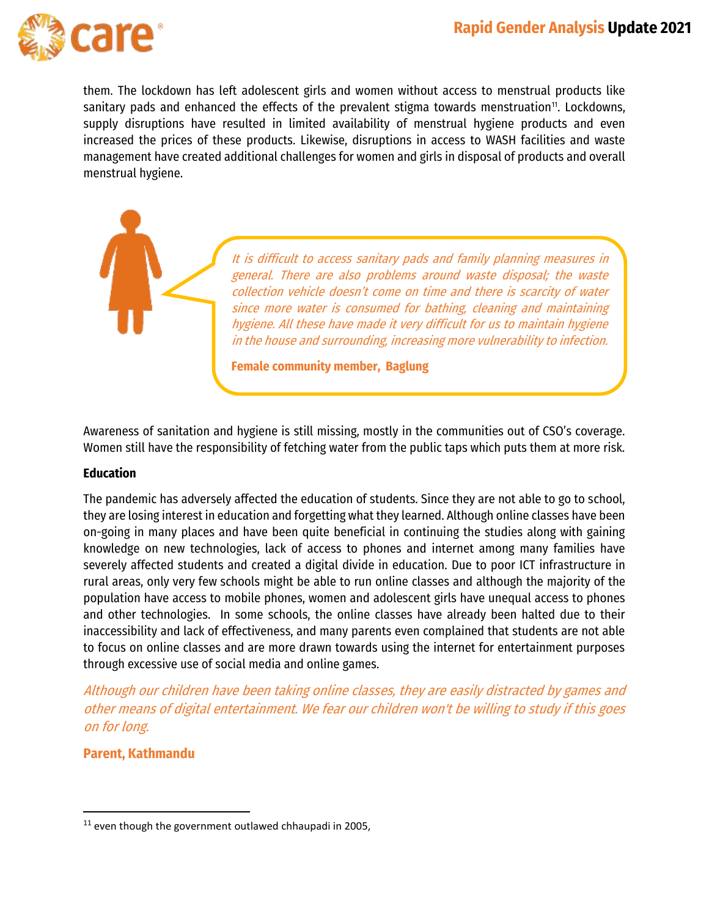them. The lockdown has left adolescent girls and women without access to menstrual products like sanitary pads and enhanced the effects of the prevalent stigma towards menstruation[11]. Lockdowns, supply disruptions have resulted in limited availability of menstrual hygiene products and even increased the prices of these products. Likewise, disruptions in access to WASH facilities and waste management have created additional challenges for women and girls in disposal of products and overall menstrual hygiene.

> *It is difficult to access sanitary pads and family planning measures in general. There are also problems around waste disposal; the waste collection vehicle doesn't come on time and there is scarcity of water since more water is consumed for bathing, cleaning and maintaining hygiene. All these have made it very difficult for us to maintain hygiene in the house and surrounding, increasing more vulnerability to infection.*
>
> **Female community member, Baglung**

Awareness of sanitation and hygiene is still missing, mostly in the communities out of CSO's coverage. Women still have the responsibility of fetching water from the public taps which puts them at more risk.

**Education**

The pandemic has adversely affected the education of students. Since they are not able to go to school, they are losing interest in education and forgetting what they learned. Although online classes have been on-going in many places and have been quite beneficial in continuing the studies along with gaining knowledge on new technologies, lack of access to phones and internet among many families have severely affected students and created a digital divide in education. Due to poor ICT infrastructure in rural areas, only very few schools might be able to run online classes and although the majority of the population have access to mobile phones, women and adolescent girls have unequal access to phones and other technologies. In some schools, the online classes have already been halted due to their inaccessibility and lack of effectiveness, and many parents even complained that students are not able to focus on online classes and are more drawn towards using the internet for entertainment purposes through excessive use of social media and online games.

*Although our children have been taking online classes, they are easily distracted by games and other means of digital entertainment. We fear our children won't be willing to study if this goes on for long.*

**Parent, Kathmandu**

---

[11] even though the government outlawed chhaupadi in 2005,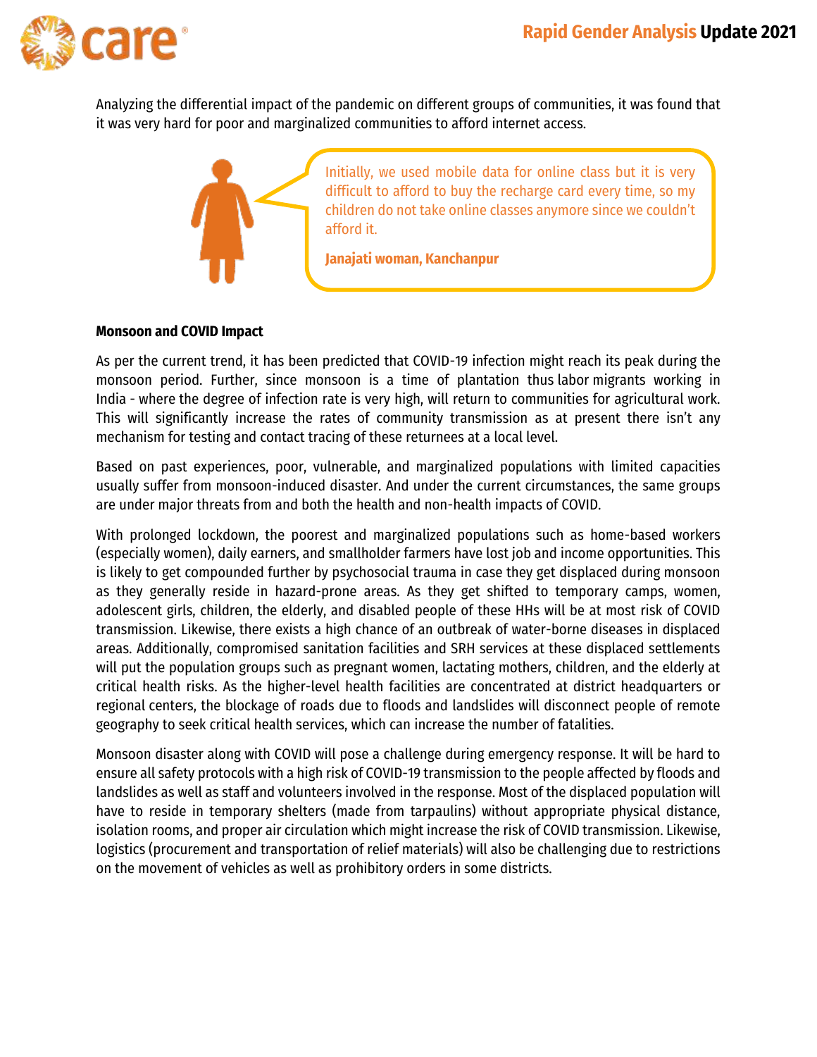Analyzing the differential impact of the pandemic on different groups of communities, it was found that it was very hard for poor and marginalized communities to afford internet access.

> Initially, we used mobile data for online class but it is very difficult to afford to buy the recharge card every time, so my children do not take online classes anymore since we couldn't afford it.
>
> **Janajati woman, Kanchanpur**

**Monsoon and COVID Impact**

As per the current trend, it has been predicted that COVID-19 infection might reach its peak during the monsoon period. Further, since monsoon is a time of plantation thus labor migrants working in India - where the degree of infection rate is very high, will return to communities for agricultural work. This will significantly increase the rates of community transmission as at present there isn't any mechanism for testing and contact tracing of these returnees at a local level.

Based on past experiences, poor, vulnerable, and marginalized populations with limited capacities usually suffer from monsoon-induced disaster. And under the current circumstances, the same groups are under major threats from and both the health and non-health impacts of COVID.

With prolonged lockdown, the poorest and marginalized populations such as home-based workers (especially women), daily earners, and smallholder farmers have lost job and income opportunities. This is likely to get compounded further by psychosocial trauma in case they get displaced during monsoon as they generally reside in hazard-prone areas. As they get shifted to temporary camps, women, adolescent girls, children, the elderly, and disabled people of these HHs will be at most risk of COVID transmission. Likewise, there exists a high chance of an outbreak of water-borne diseases in displaced areas. Additionally, compromised sanitation facilities and SRH services at these displaced settlements will put the population groups such as pregnant women, lactating mothers, children, and the elderly at critical health risks. As the higher-level health facilities are concentrated at district headquarters or regional centers, the blockage of roads due to floods and landslides will disconnect people of remote geography to seek critical health services, which can increase the number of fatalities.

Monsoon disaster along with COVID will pose a challenge during emergency response. It will be hard to ensure all safety protocols with a high risk of COVID-19 transmission to the people affected by floods and landslides as well as staff and volunteers involved in the response. Most of the displaced population will have to reside in temporary shelters (made from tarpaulins) without appropriate physical distance, isolation rooms, and proper air circulation which might increase the risk of COVID transmission. Likewise, logistics (procurement and transportation of relief materials) will also be challenging due to restrictions on the movement of vehicles as well as prohibitory orders in some districts.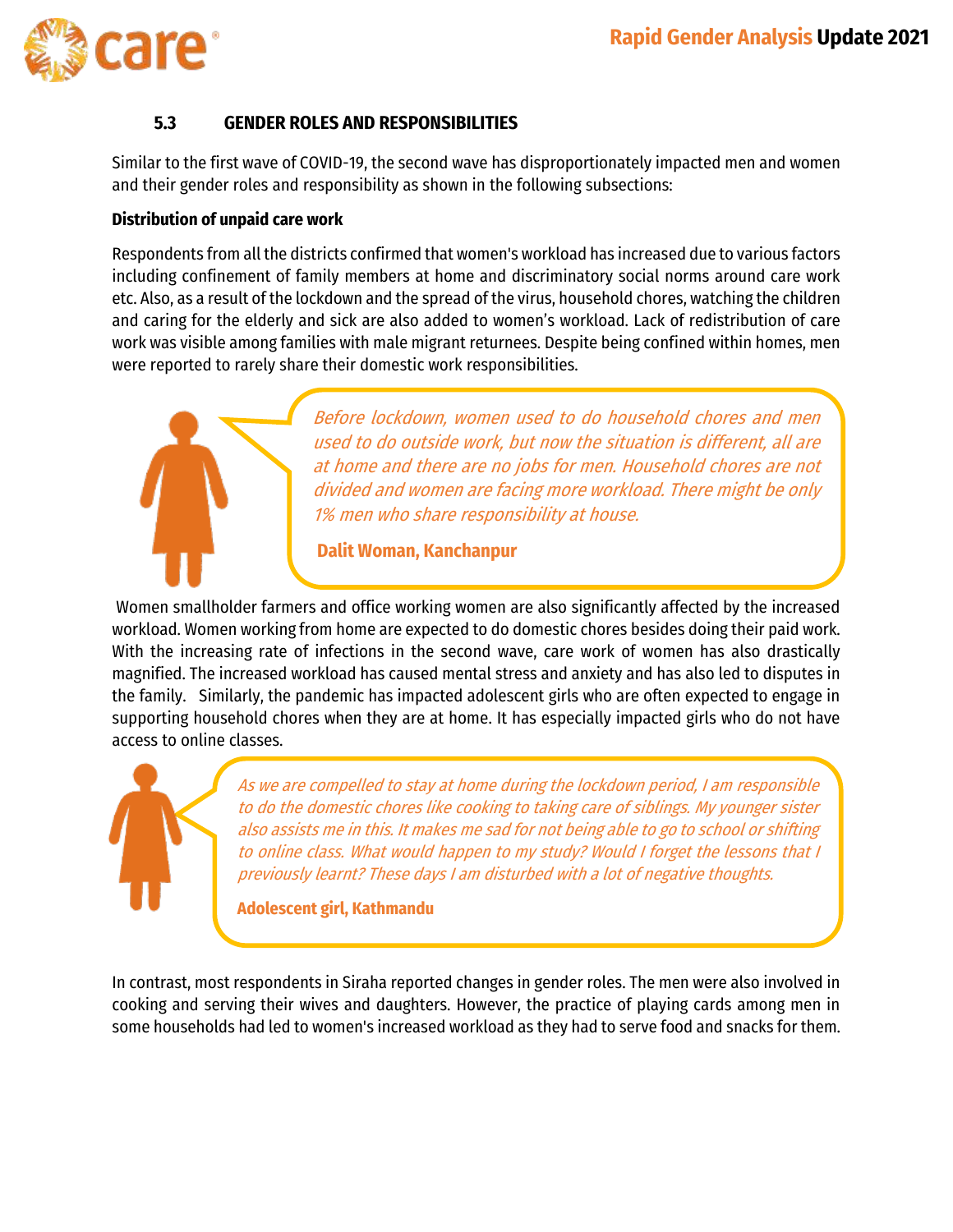### 5.3 GENDER ROLES AND RESPONSIBILITIES

Similar to the first wave of COVID-19, the second wave has disproportionately impacted men and women and their gender roles and responsibility as shown in the following subsections:

**Distribution of unpaid care work**

Respondents from all the districts confirmed that women's workload has increased due to various factors including confinement of family members at home and discriminatory social norms around care work etc. Also, as a result of the lockdown and the spread of the virus, household chores, watching the children and caring for the elderly and sick are also added to women's workload. Lack of redistribution of care work was visible among families with male migrant returnees. Despite being confined within homes, men were reported to rarely share their domestic work responsibilities.

> *Before lockdown, women used to do household chores and men used to do outside work, but now the situation is different, all are at home and there are no jobs for men. Household chores are not divided and women are facing more workload. There might be only 1% men who share responsibility at house.*
>
> **Dalit Woman, Kanchanpur**

Women smallholder farmers and office working women are also significantly affected by the increased workload. Women working from home are expected to do domestic chores besides doing their paid work. With the increasing rate of infections in the second wave, care work of women has also drastically magnified. The increased workload has caused mental stress and anxiety and has also led to disputes in the family. Similarly, the pandemic has impacted adolescent girls who are often expected to engage in supporting household chores when they are at home. It has especially impacted girls who do not have access to online classes.

> *As we are compelled to stay at home during the lockdown period, I am responsible to do the domestic chores like cooking to taking care of siblings. My younger sister also assists me in this. It makes me sad for not being able to go to school or shifting to online class. What would happen to my study? Would I forget the lessons that I previously learnt? These days I am disturbed with a lot of negative thoughts.*
>
> **Adolescent girl, Kathmandu**

In contrast, most respondents in Siraha reported changes in gender roles. The men were also involved in cooking and serving their wives and daughters. However, the practice of playing cards among men in some households had led to women's increased workload as they had to serve food and snacks for them.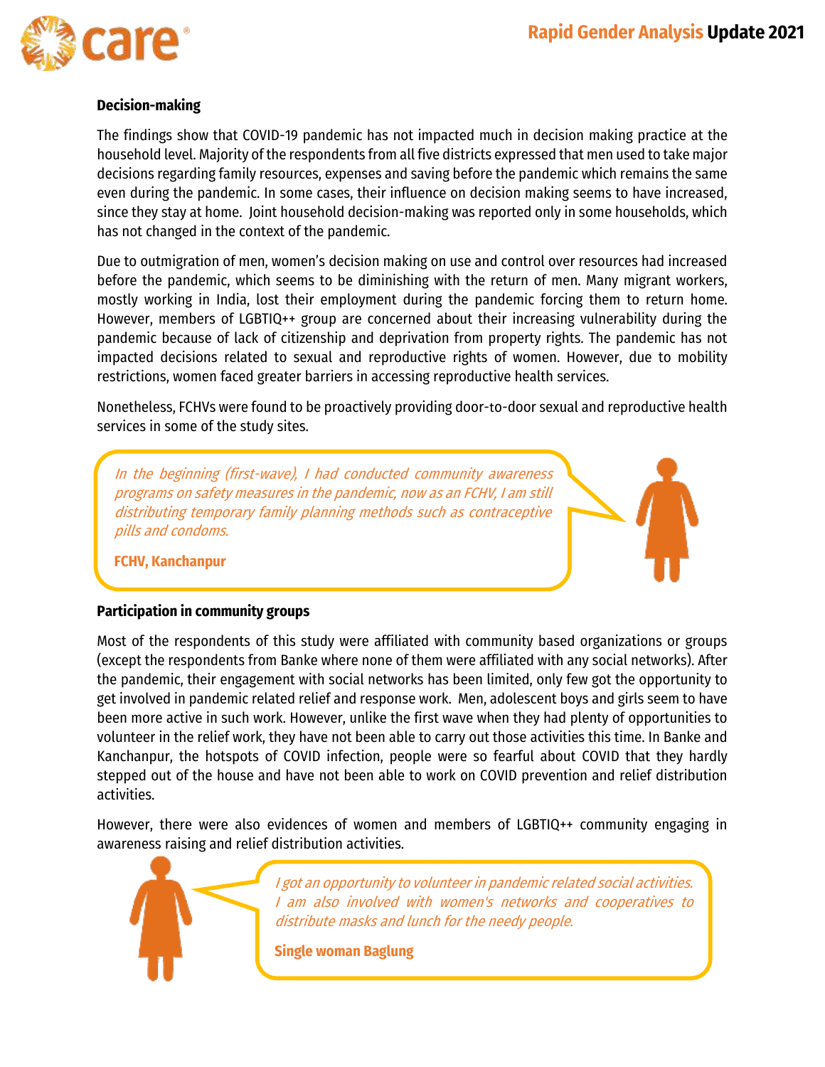### Decision-making

The findings show that COVID-19 pandemic has not impacted much in decision making practice at the household level. Majority of the respondents from all five districts expressed that men used to take major decisions regarding family resources, expenses and saving before the pandemic which remains the same even during the pandemic. In some cases, their influence on decision making seems to have increased, since they stay at home. Joint household decision-making was reported only in some households, which has not changed in the context of the pandemic.

Due to outmigration of men, women's decision making on use and control over resources had increased before the pandemic, which seems to be diminishing with the return of men. Many migrant workers, mostly working in India, lost their employment during the pandemic forcing them to return home. However, members of LGBTIQ++ group are concerned about their increasing vulnerability during the pandemic because of lack of citizenship and deprivation from property rights. The pandemic has not impacted decisions related to sexual and reproductive rights of women. However, due to mobility restrictions, women faced greater barriers in accessing reproductive health services.

Nonetheless, FCHVs were found to be proactively providing door-to-door sexual and reproductive health services in some of the study sites.

> *In the beginning (first-wave), I had conducted community awareness programs on safety measures in the pandemic, now as an FCHV, I am still distributing temporary family planning methods such as contraceptive pills and condoms.*
>
> **FCHV, Kanchanpur**

### Participation in community groups

Most of the respondents of this study were affiliated with community based organizations or groups (except the respondents from Banke where none of them were affiliated with any social networks). After the pandemic, their engagement with social networks has been limited, only few got the opportunity to get involved in pandemic related relief and response work. Men, adolescent boys and girls seem to have been more active in such work. However, unlike the first wave when they had plenty of opportunities to volunteer in the relief work, they have not been able to carry out those activities this time. In Banke and Kanchanpur, the hotspots of COVID infection, people were so fearful about COVID that they hardly stepped out of the house and have not been able to work on COVID prevention and relief distribution activities.

However, there were also evidences of women and members of LGBTIQ++ community engaging in awareness raising and relief distribution activities.

> *I got an opportunity to volunteer in pandemic related social activities. I am also involved with women's networks and cooperatives to distribute masks and lunch for the needy people.*
>
> **Single woman Baglung**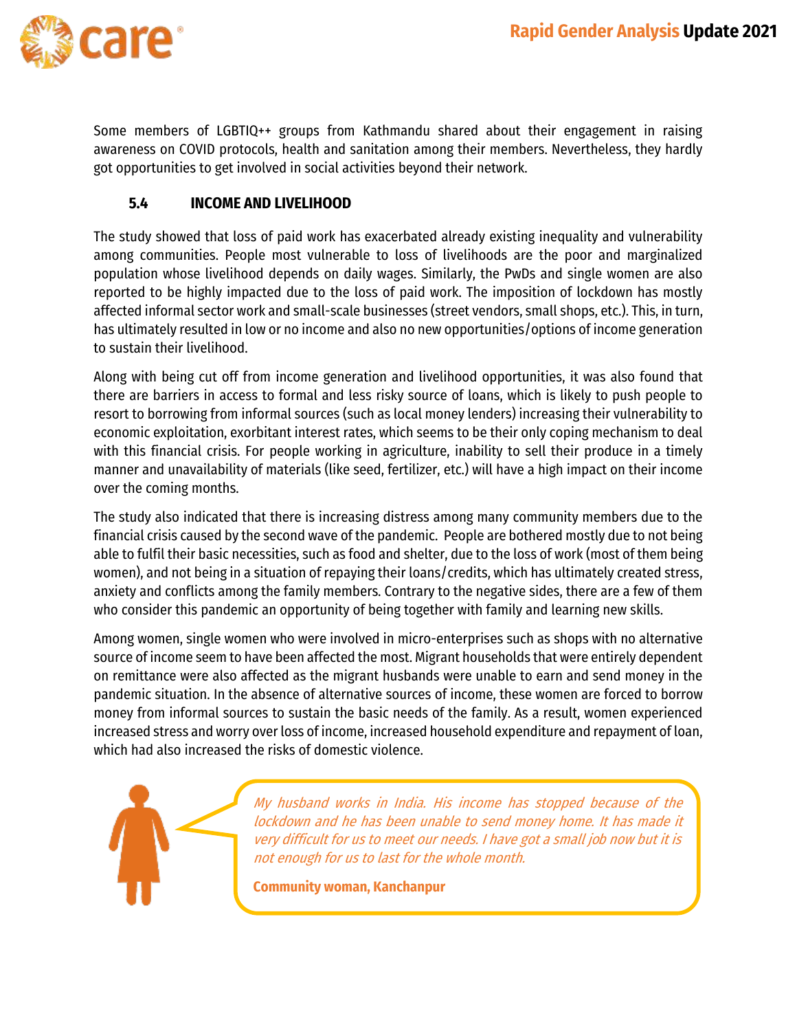Some members of LGBTIQ++ groups from Kathmandu shared about their engagement in raising awareness on COVID protocols, health and sanitation among their members. Nevertheless, they hardly got opportunities to get involved in social activities beyond their network.

### 5.4 INCOME AND LIVELIHOOD

The study showed that loss of paid work has exacerbated already existing inequality and vulnerability among communities. People most vulnerable to loss of livelihoods are the poor and marginalized population whose livelihood depends on daily wages. Similarly, the PwDs and single women are also reported to be highly impacted due to the loss of paid work. The imposition of lockdown has mostly affected informal sector work and small-scale businesses (street vendors, small shops, etc.). This, in turn, has ultimately resulted in low or no income and also no new opportunities/options of income generation to sustain their livelihood.

Along with being cut off from income generation and livelihood opportunities, it was also found that there are barriers in access to formal and less risky source of loans, which is likely to push people to resort to borrowing from informal sources (such as local money lenders) increasing their vulnerability to economic exploitation, exorbitant interest rates, which seems to be their only coping mechanism to deal with this financial crisis. For people working in agriculture, inability to sell their produce in a timely manner and unavailability of materials (like seed, fertilizer, etc.) will have a high impact on their income over the coming months.

The study also indicated that there is increasing distress among many community members due to the financial crisis caused by the second wave of the pandemic. People are bothered mostly due to not being able to fulfil their basic necessities, such as food and shelter, due to the loss of work (most of them being women), and not being in a situation of repaying their loans/credits, which has ultimately created stress, anxiety and conflicts among the family members. Contrary to the negative sides, there are a few of them who consider this pandemic an opportunity of being together with family and learning new skills.

Among women, single women who were involved in micro-enterprises such as shops with no alternative source of income seem to have been affected the most. Migrant households that were entirely dependent on remittance were also affected as the migrant husbands were unable to earn and send money in the pandemic situation. In the absence of alternative sources of income, these women are forced to borrow money from informal sources to sustain the basic needs of the family. As a result, women experienced increased stress and worry over loss of income, increased household expenditure and repayment of loan, which had also increased the risks of domestic violence.

> *My husband works in India. His income has stopped because of the lockdown and he has been unable to send money home. It has made it very difficult for us to meet our needs. I have got a small job now but it is not enough for us to last for the whole month.*
>
> **Community woman, Kanchanpur**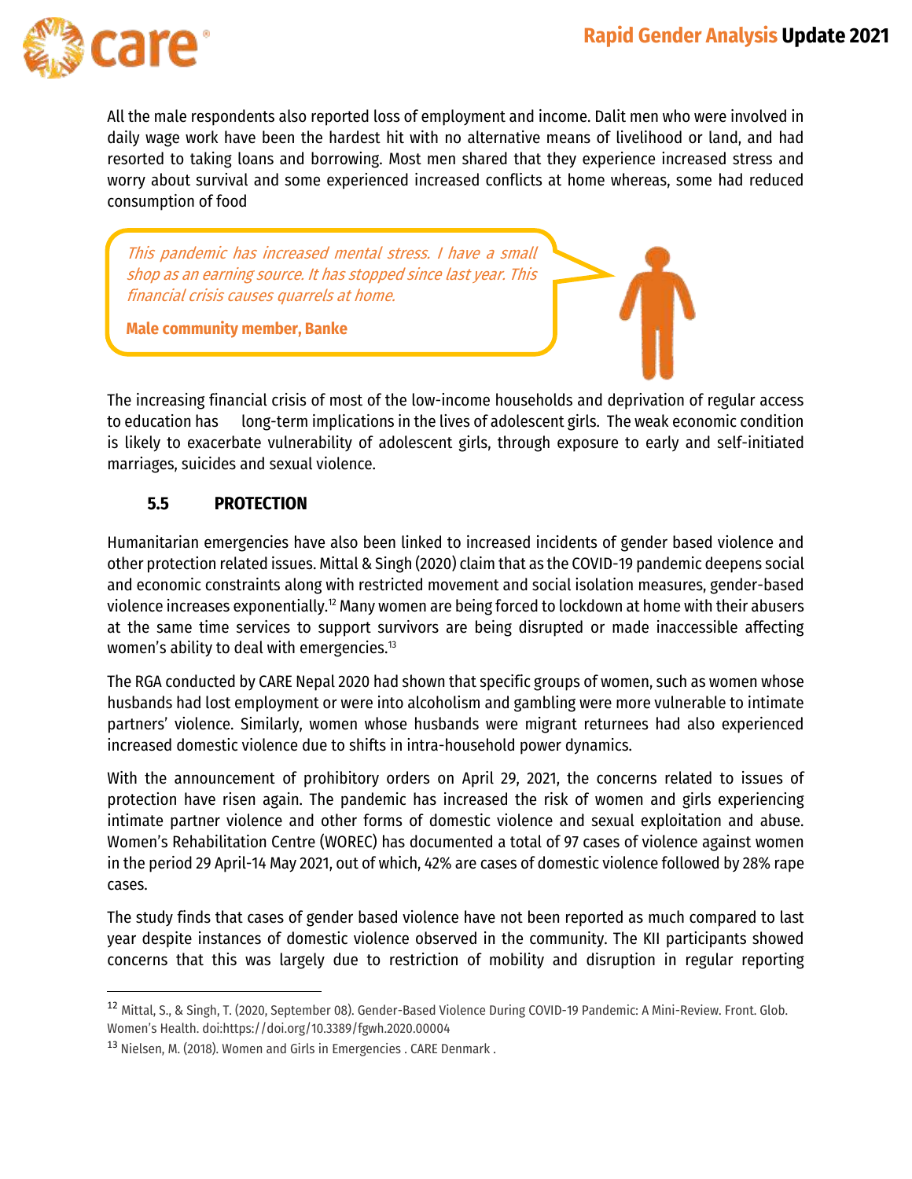All the male respondents also reported loss of employment and income. Dalit men who were involved in daily wage work have been the hardest hit with no alternative means of livelihood or land, and had resorted to taking loans and borrowing. Most men shared that they experience increased stress and worry about survival and some experienced increased conflicts at home whereas, some had reduced consumption of food

> *This pandemic has increased mental stress. I have a small shop as an earning source. It has stopped since last year. This financial crisis causes quarrels at home.*
>
> **Male community member, Banke**

The increasing financial crisis of most of the low-income households and deprivation of regular access to education has long-term implications in the lives of adolescent girls. The weak economic condition is likely to exacerbate vulnerability of adolescent girls, through exposure to early and self-initiated marriages, suicides and sexual violence.

### 5.5 PROTECTION

Humanitarian emergencies have also been linked to increased incidents of gender based violence and other protection related issues. Mittal & Singh (2020) claim that as the COVID-19 pandemic deepens social and economic constraints along with restricted movement and social isolation measures, gender-based violence increases exponentially.[12] Many women are being forced to lockdown at home with their abusers at the same time services to support survivors are being disrupted or made inaccessible affecting women's ability to deal with emergencies.[13]

The RGA conducted by CARE Nepal 2020 had shown that specific groups of women, such as women whose husbands had lost employment or were into alcoholism and gambling were more vulnerable to intimate partners' violence. Similarly, women whose husbands were migrant returnees had also experienced increased domestic violence due to shifts in intra-household power dynamics.

With the announcement of prohibitory orders on April 29, 2021, the concerns related to issues of protection have risen again. The pandemic has increased the risk of women and girls experiencing intimate partner violence and other forms of domestic violence and sexual exploitation and abuse. Women's Rehabilitation Centre (WOREC) has documented a total of 97 cases of violence against women in the period 29 April-14 May 2021, out of which, 42% are cases of domestic violence followed by 28% rape cases.

The study finds that cases of gender based violence have not been reported as much compared to last year despite instances of domestic violence observed in the community. The KII participants showed concerns that this was largely due to restriction of mobility and disruption in regular reporting

---

[12] Mittal, S., & Singh, T. (2020, September 08). Gender-Based Violence During COVID-19 Pandemic: A Mini-Review. Front. Glob. Women's Health. doi:https://doi.org/10.3389/fgwh.2020.00004

[13] Nielsen, M. (2018). Women and Girls in Emergencies . CARE Denmark .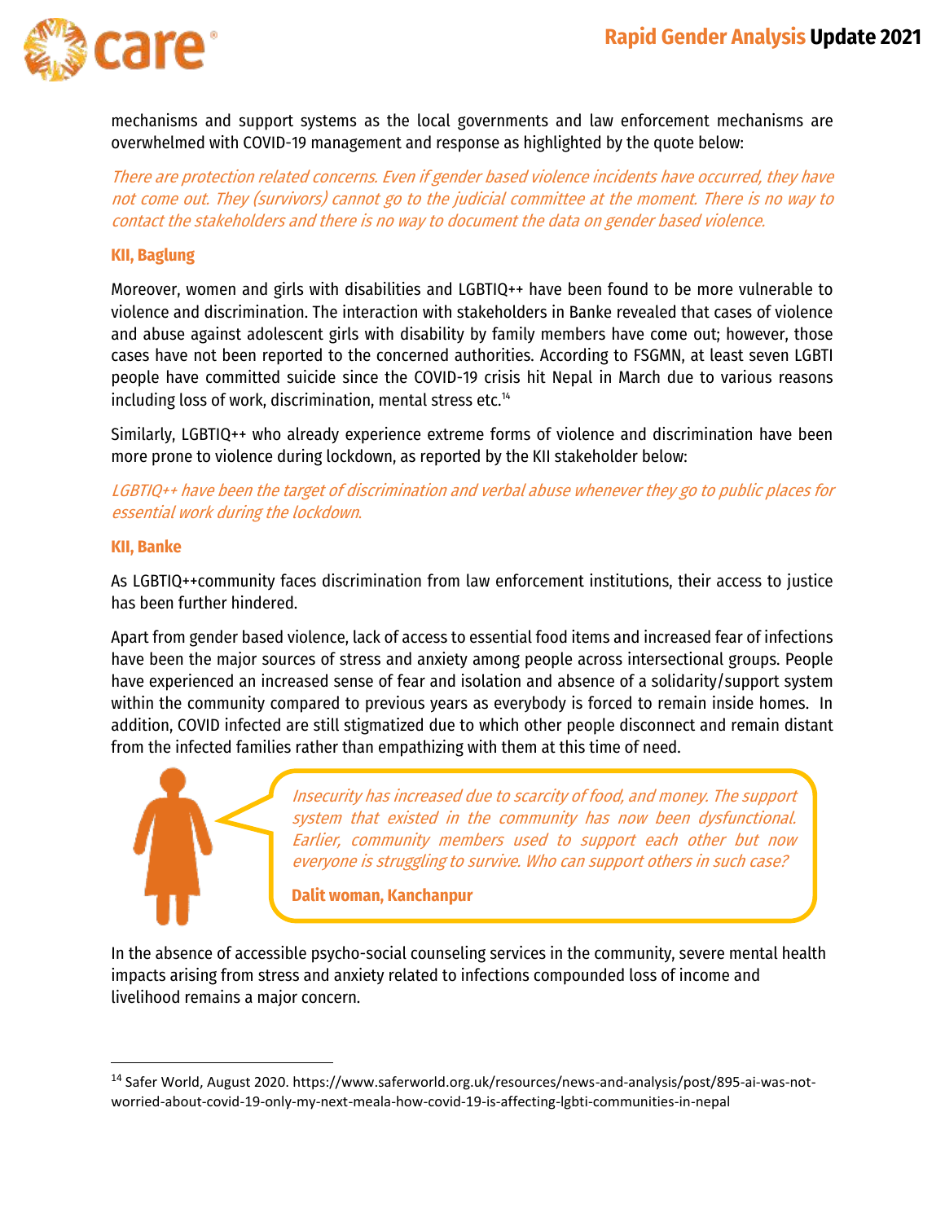mechanisms and support systems as the local governments and law enforcement mechanisms are overwhelmed with COVID-19 management and response as highlighted by the quote below:

*There are protection related concerns. Even if gender based violence incidents have occurred, they have not come out. They (survivors) cannot go to the judicial committee at the moment. There is no way to contact the stakeholders and there is no way to document the data on gender based violence.*

**KII, Baglung**

Moreover, women and girls with disabilities and LGBTIQ++ have been found to be more vulnerable to violence and discrimination. The interaction with stakeholders in Banke revealed that cases of violence and abuse against adolescent girls with disability by family members have come out; however, those cases have not been reported to the concerned authorities. According to FSGMN, at least seven LGBTI people have committed suicide since the COVID-19 crisis hit Nepal in March due to various reasons including loss of work, discrimination, mental stress etc.[14]

Similarly, LGBTIQ++ who already experience extreme forms of violence and discrimination have been more prone to violence during lockdown, as reported by the KII stakeholder below:

*LGBTIQ++ have been the target of discrimination and verbal abuse whenever they go to public places for essential work during the lockdown.*

**KII, Banke**

As LGBTIQ++community faces discrimination from law enforcement institutions, their access to justice has been further hindered.

Apart from gender based violence, lack of access to essential food items and increased fear of infections have been the major sources of stress and anxiety among people across intersectional groups. People have experienced an increased sense of fear and isolation and absence of a solidarity/support system within the community compared to previous years as everybody is forced to remain inside homes. In addition, COVID infected are still stigmatized due to which other people disconnect and remain distant from the infected families rather than empathizing with them at this time of need.

> *Insecurity has increased due to scarcity of food, and money. The support system that existed in the community has now been dysfunctional. Earlier, community members used to support each other but now everyone is struggling to survive. Who can support others in such case?*
>
> **Dalit woman, Kanchanpur**

In the absence of accessible psycho-social counseling services in the community, severe mental health impacts arising from stress and anxiety related to infections compounded loss of income and livelihood remains a major concern.

---

[14] Safer World, August 2020. https://www.saferworld.org.uk/resources/news-and-analysis/post/895-ai-was-not-worried-about-covid-19-only-my-next-meala-how-covid-19-is-affecting-lgbti-communities-in-nepal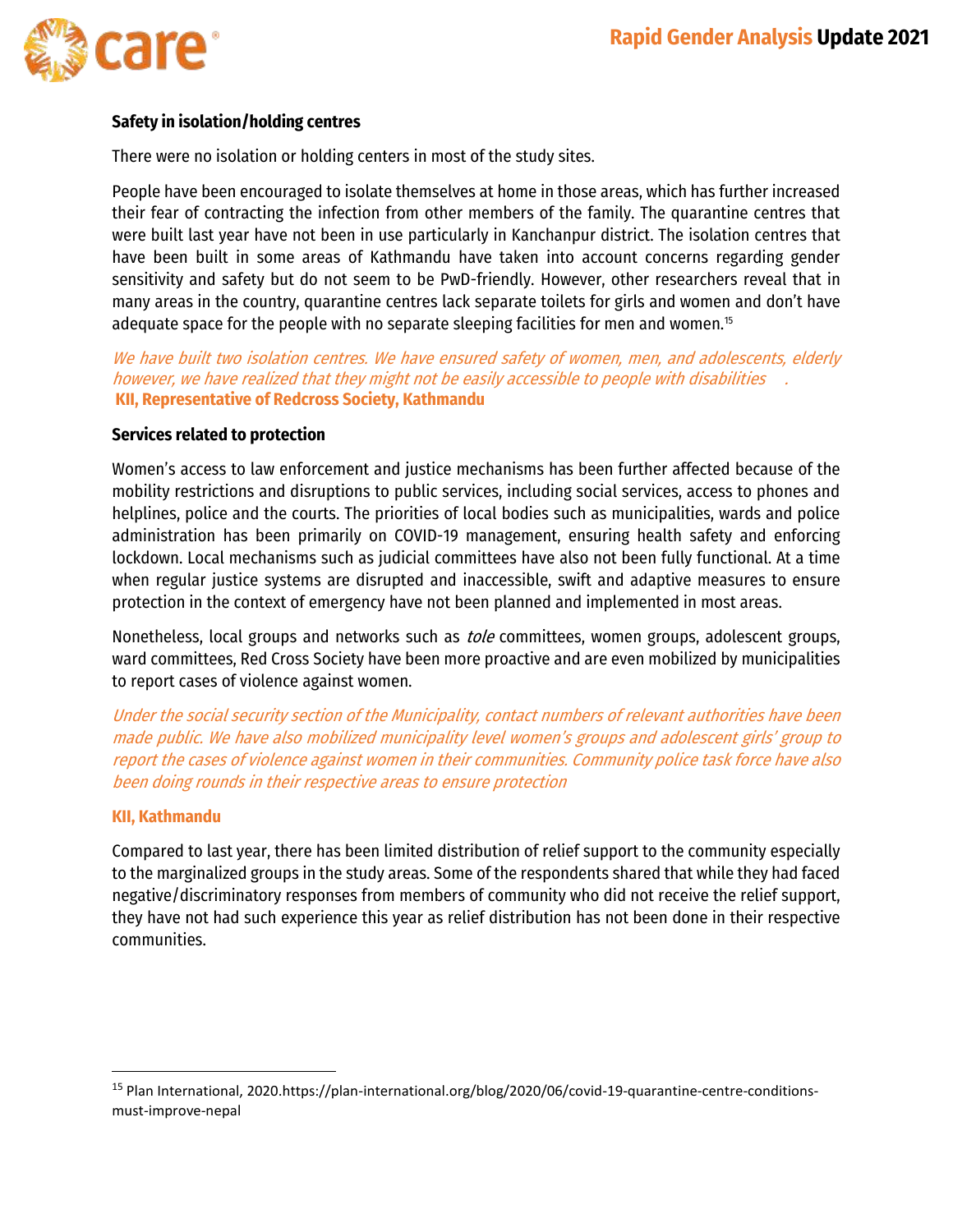### Safety in isolation/holding centres

There were no isolation or holding centers in most of the study sites.

People have been encouraged to isolate themselves at home in those areas, which has further increased their fear of contracting the infection from other members of the family. The quarantine centres that were built last year have not been in use particularly in Kanchanpur district. The isolation centres that have been built in some areas of Kathmandu have taken into account concerns regarding gender sensitivity and safety but do not seem to be PwD-friendly. However, other researchers reveal that in many areas in the country, quarantine centres lack separate toilets for girls and women and don't have adequate space for the people with no separate sleeping facilities for men and women.[15]

*We have built two isolation centres. We have ensured safety of women, men, and adolescents, elderly however, we have realized that they might not be easily accessible to people with disabilities .*
**KII, Representative of Redcross Society, Kathmandu**

### Services related to protection

Women's access to law enforcement and justice mechanisms has been further affected because of the mobility restrictions and disruptions to public services, including social services, access to phones and helplines, police and the courts. The priorities of local bodies such as municipalities, wards and police administration has been primarily on COVID-19 management, ensuring health safety and enforcing lockdown. Local mechanisms such as judicial committees have also not been fully functional. At a time when regular justice systems are disrupted and inaccessible, swift and adaptive measures to ensure protection in the context of emergency have not been planned and implemented in most areas.

Nonetheless, local groups and networks such as *tole* committees, women groups, adolescent groups, ward committees, Red Cross Society have been more proactive and are even mobilized by municipalities to report cases of violence against women.

*Under the social security section of the Municipality, contact numbers of relevant authorities have been made public. We have also mobilized municipality level women's groups and adolescent girls' group to report the cases of violence against women in their communities. Community police task force have also been doing rounds in their respective areas to ensure protection*

**KII, Kathmandu**

Compared to last year, there has been limited distribution of relief support to the community especially to the marginalized groups in the study areas. Some of the respondents shared that while they had faced negative/discriminatory responses from members of community who did not receive the relief support, they have not had such experience this year as relief distribution has not been done in their respective communities.

[15] Plan International, 2020.https://plan-international.org/blog/2020/06/covid-19-quarantine-centre-conditions-must-improve-nepal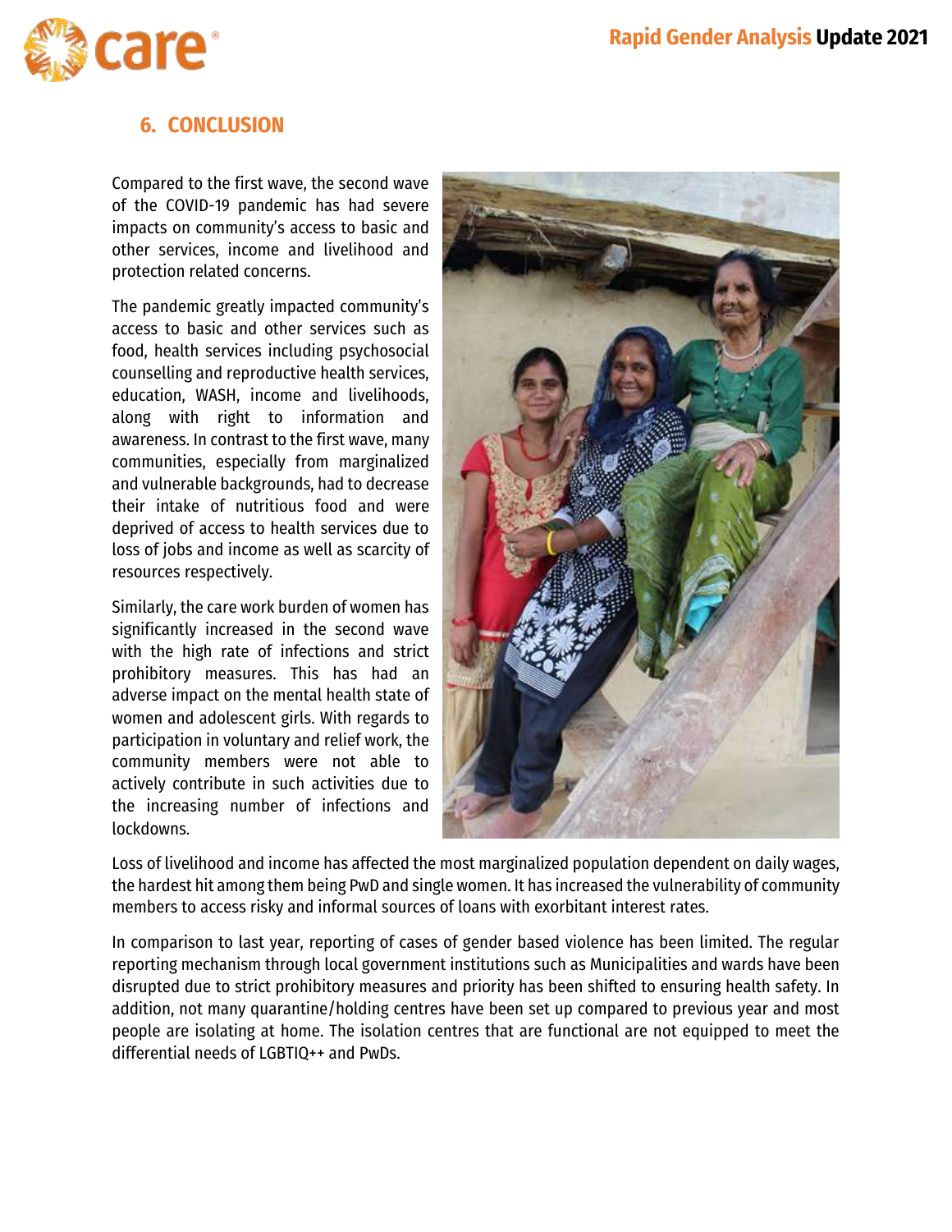## 6. CONCLUSION

Compared to the first wave, the second wave of the COVID-19 pandemic has had severe impacts on community's access to basic and other services, income and livelihood and protection related concerns.

The pandemic greatly impacted community's access to basic and other services such as food, health services including psychosocial counselling and reproductive health services, education, WASH, income and livelihoods, along with right to information and awareness. In contrast to the first wave, many communities, especially from marginalized and vulnerable backgrounds, had to decrease their intake of nutritious food and were deprived of access to health services due to loss of jobs and income as well as scarcity of resources respectively.

Similarly, the care work burden of women has significantly increased in the second wave with the high rate of infections and strict prohibitory measures. This has had an adverse impact on the mental health state of women and adolescent girls. With regards to participation in voluntary and relief work, the community members were not able to actively contribute in such activities due to the increasing number of infections and lockdowns.

Loss of livelihood and income has affected the most marginalized population dependent on daily wages, the hardest hit among them being PwD and single women. It has increased the vulnerability of community members to access risky and informal sources of loans with exorbitant interest rates.

In comparison to last year, reporting of cases of gender based violence has been limited. The regular reporting mechanism through local government institutions such as Municipalities and wards have been disrupted due to strict prohibitory measures and priority has been shifted to ensuring health safety. In addition, not many quarantine/holding centres have been set up compared to previous year and most people are isolating at home. The isolation centres that are functional are not equipped to meet the differential needs of LGBTIQ++ and PwDs.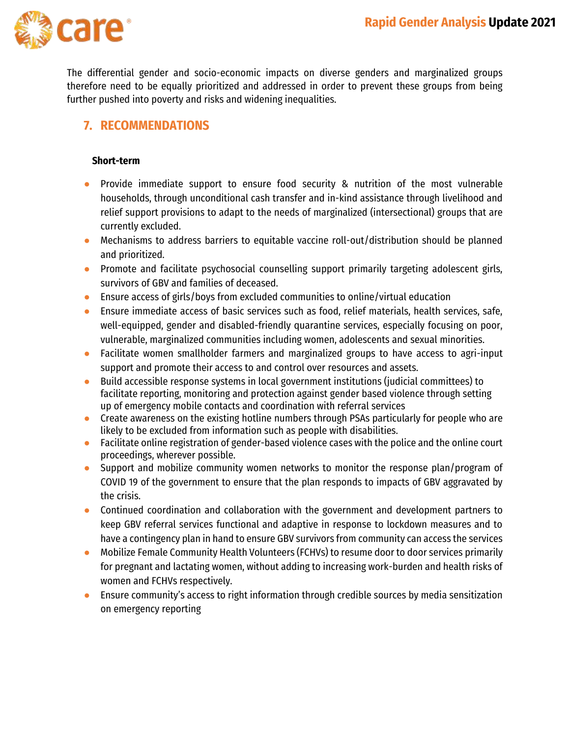The differential gender and socio-economic impacts on diverse genders and marginalized groups therefore need to be equally prioritized and addressed in order to prevent these groups from being further pushed into poverty and risks and widening inequalities.

## 7. RECOMMENDATIONS

**Short-term**

- Provide immediate support to ensure food security & nutrition of the most vulnerable households, through unconditional cash transfer and in-kind assistance through livelihood and relief support provisions to adapt to the needs of marginalized (intersectional) groups that are currently excluded.
- Mechanisms to address barriers to equitable vaccine roll-out/distribution should be planned and prioritized.
- Promote and facilitate psychosocial counselling support primarily targeting adolescent girls, survivors of GBV and families of deceased.
- Ensure access of girls/boys from excluded communities to online/virtual education
- Ensure immediate access of basic services such as food, relief materials, health services, safe, well-equipped, gender and disabled-friendly quarantine services, especially focusing on poor, vulnerable, marginalized communities including women, adolescents and sexual minorities.
- Facilitate women smallholder farmers and marginalized groups to have access to agri-input support and promote their access to and control over resources and assets.
- Build accessible response systems in local government institutions (judicial committees) to facilitate reporting, monitoring and protection against gender based violence through setting up of emergency mobile contacts and coordination with referral services
- Create awareness on the existing hotline numbers through PSAs particularly for people who are likely to be excluded from information such as people with disabilities.
- Facilitate online registration of gender-based violence cases with the police and the online court proceedings, wherever possible.
- Support and mobilize community women networks to monitor the response plan/program of COVID 19 of the government to ensure that the plan responds to impacts of GBV aggravated by the crisis.
- Continued coordination and collaboration with the government and development partners to keep GBV referral services functional and adaptive in response to lockdown measures and to have a contingency plan in hand to ensure GBV survivors from community can access the services
- Mobilize Female Community Health Volunteers (FCHVs) to resume door to door services primarily for pregnant and lactating women, without adding to increasing work-burden and health risks of women and FCHVs respectively.
- Ensure community's access to right information through credible sources by media sensitization on emergency reporting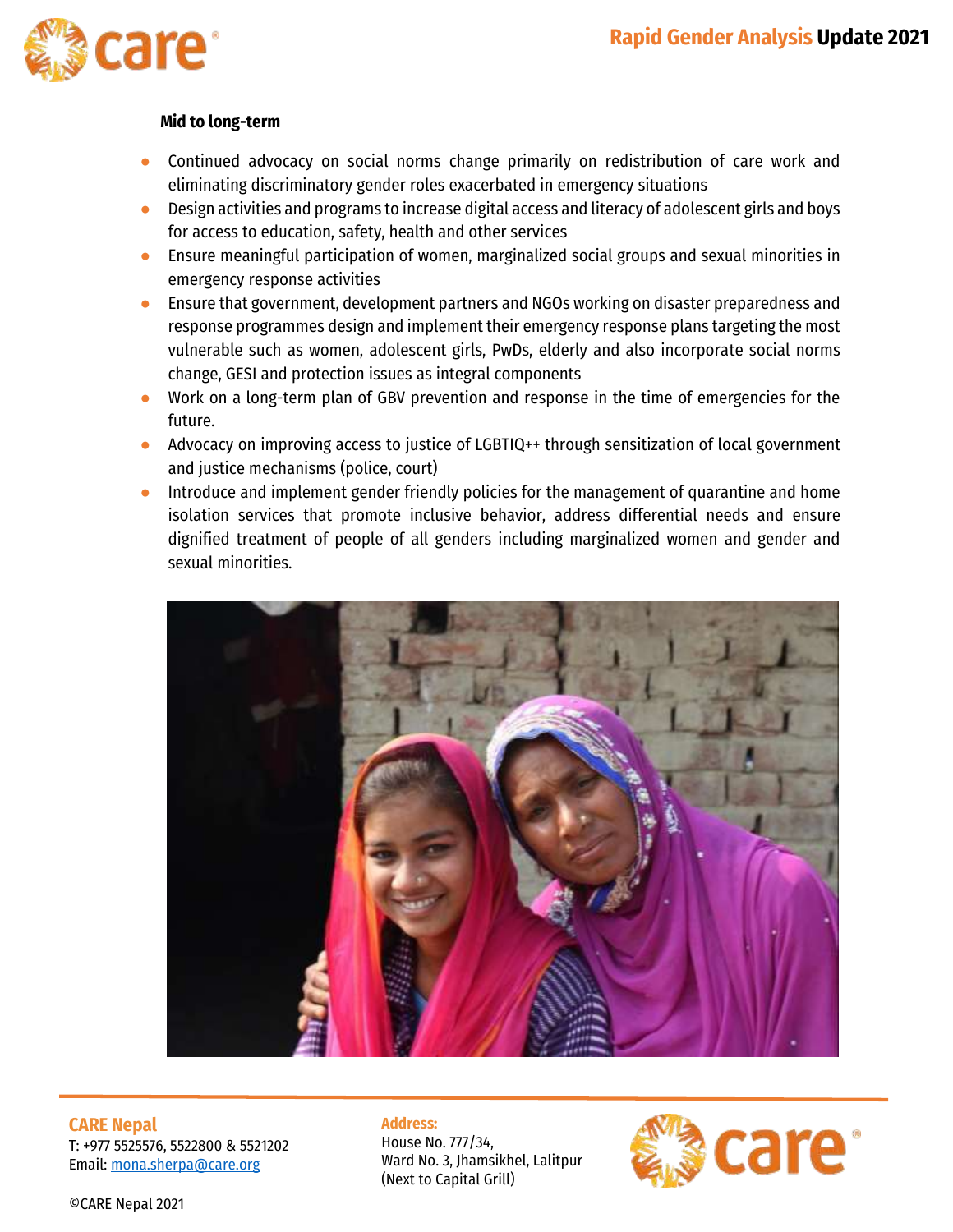**Mid to long-term**

- Continued advocacy on social norms change primarily on redistribution of care work and eliminating discriminatory gender roles exacerbated in emergency situations
- Design activities and programs to increase digital access and literacy of adolescent girls and boys for access to education, safety, health and other services
- Ensure meaningful participation of women, marginalized social groups and sexual minorities in emergency response activities
- Ensure that government, development partners and NGOs working on disaster preparedness and response programmes design and implement their emergency response plans targeting the most vulnerable such as women, adolescent girls, PwDs, elderly and also incorporate social norms change, GESI and protection issues as integral components
- Work on a long-term plan of GBV prevention and response in the time of emergencies for the future.
- Advocacy on improving access to justice of LGBTIQ++ through sensitization of local government and justice mechanisms (police, court)
- Introduce and implement gender friendly policies for the management of quarantine and home isolation services that promote inclusive behavior, address differential needs and ensure dignified treatment of people of all genders including marginalized women and gender and sexual minorities.

**CARE Nepal**
T: +977 5525576, 5522800 & 5521202
Email: mona.sherpa@care.org

**Address:**
House No. 777/34,
Ward No. 3, Jhamsikhel, Lalitpur
(Next to Capital Grill)

©CARE Nepal 2021